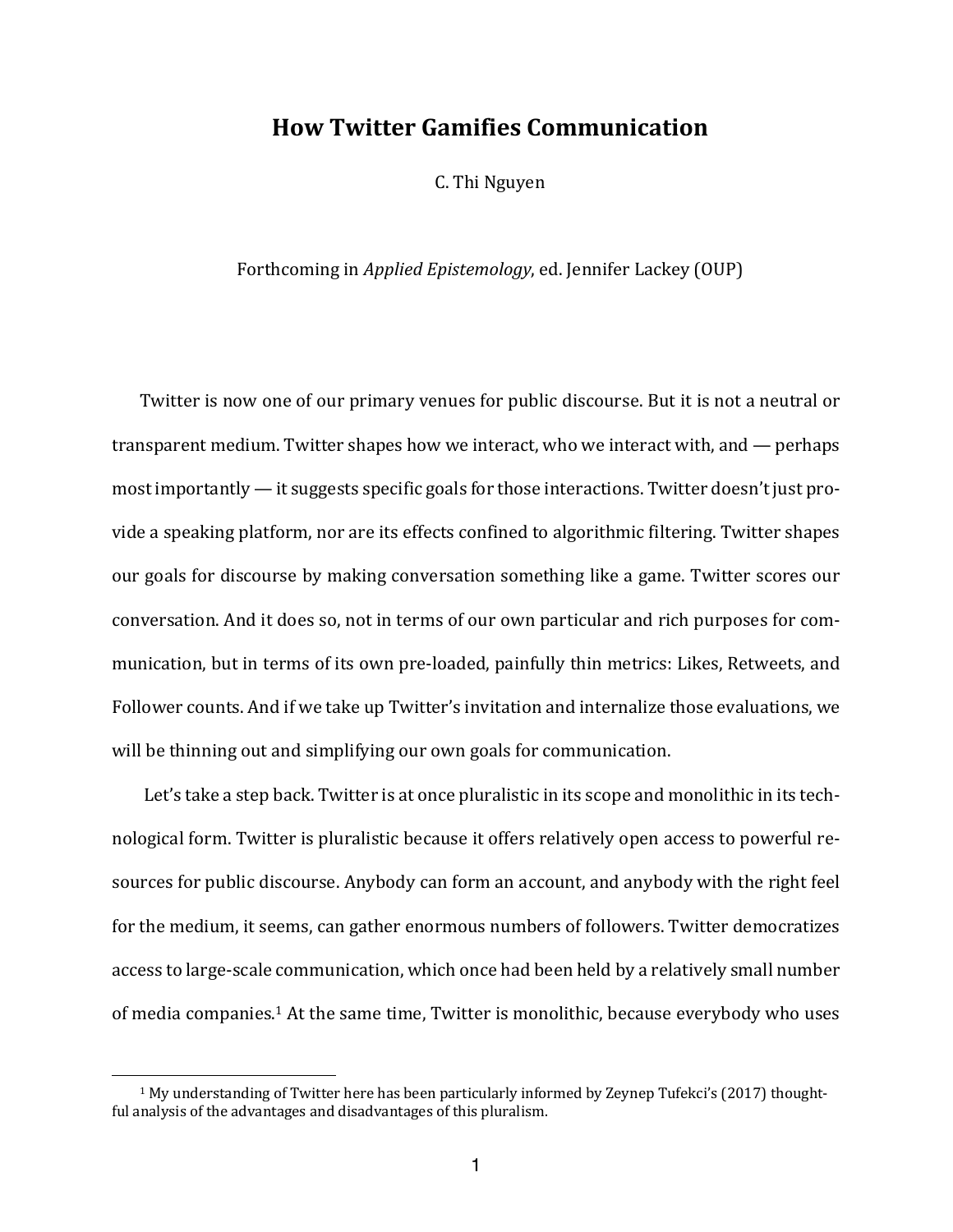# How Twitter Gamifies Communication

C. Thi Nguyen

Forthcoming in *Applied Epistemology*, ed. Jennifer Lackey (OUP)

Twitter is now one of our primary venues for public discourse. But it is not a neutral or transparent medium. Twitter shapes how we interact, who we interact with, and — perhaps most importantly — it suggests specific goals for those interactions. Twitter doesn't just provide a speaking platform, nor are its effects confined to algorithmic filtering. Twitter shapes our goals for discourse by making conversation something like a game. Twitter scores our conversation. And it does so, not in terms of our own particular and rich purposes for communication, but in terms of its own pre-loaded, painfully thin metrics: Likes, Retweets, and Follower counts. And if we take up Twitter's invitation and internalize those evaluations, we will be thinning out and simplifying our own goals for communication.

Let's take a step back. Twitter is at once pluralistic in its scope and monolithic in its technological form. Twitter is pluralistic because it offers relatively open access to powerful resources for public discourse. Anybody can form an account, and anybody with the right feel for the medium, it seems, can gather enormous numbers of followers. Twitter democratizes access to large-scale communication, which once had been held by a relatively small number of media companies.[1] At the same time, Twitter is monolithic, because everybody who uses

[1] My understanding of Twitter here has been particularly informed by Zeynep Tufekci's (2017) thoughtful analysis of the advantages and disadvantages of this pluralism.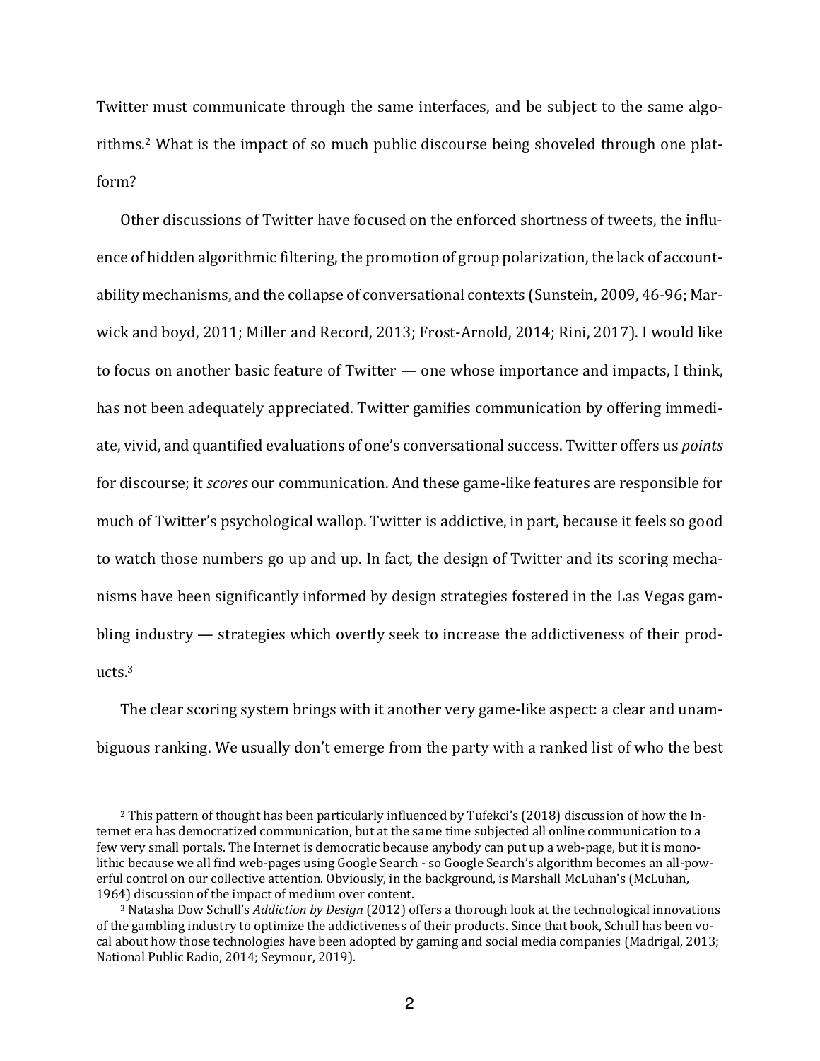Twitter must communicate through the same interfaces, and be subject to the same algorithms.[2] What is the impact of so much public discourse being shoveled through one platform?

Other discussions of Twitter have focused on the enforced shortness of tweets, the influence of hidden algorithmic filtering, the promotion of group polarization, the lack of accountability mechanisms, and the collapse of conversational contexts (Sunstein, 2009, 46-96; Marwick and boyd, 2011; Miller and Record, 2013; Frost-Arnold, 2014; Rini, 2017). I would like to focus on another basic feature of Twitter — one whose importance and impacts, I think, has not been adequately appreciated. Twitter gamifies communication by offering immediate, vivid, and quantified evaluations of one's conversational success. Twitter offers us *points* for discourse; it *scores* our communication. And these game-like features are responsible for much of Twitter's psychological wallop. Twitter is addictive, in part, because it feels so good to watch those numbers go up and up. In fact, the design of Twitter and its scoring mechanisms have been significantly informed by design strategies fostered in the Las Vegas gambling industry — strategies which overtly seek to increase the addictiveness of their products.[3]

The clear scoring system brings with it another very game-like aspect: a clear and unambiguous ranking. We usually don't emerge from the party with a ranked list of who the best

---

[2] This pattern of thought has been particularly influenced by Tufekci's (2018) discussion of how the Internet era has democratized communication, but at the same time subjected all online communication to a few very small portals. The Internet is democratic because anybody can put up a web-page, but it is monolithic because we all find web-pages using Google Search - so Google Search's algorithm becomes an all-powerful control on our collective attention. Obviously, in the background, is Marshall McLuhan's (McLuhan, 1964) discussion of the impact of medium over content.

[3] Natasha Dow Schull's *Addiction by Design* (2012) offers a thorough look at the technological innovations of the gambling industry to optimize the addictiveness of their products. Since that book, Schull has been vocal about how those technologies have been adopted by gaming and social media companies (Madrigal, 2013; National Public Radio, 2014; Seymour, 2019).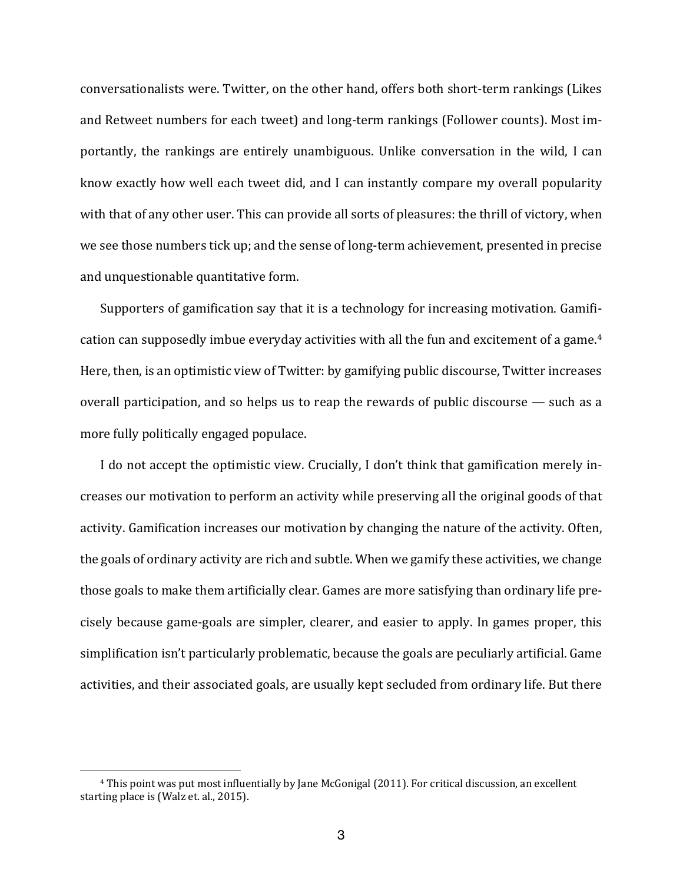conversationalists were. Twitter, on the other hand, offers both short-term rankings (Likes and Retweet numbers for each tweet) and long-term rankings (Follower counts). Most importantly, the rankings are entirely unambiguous. Unlike conversation in the wild, I can know exactly how well each tweet did, and I can instantly compare my overall popularity with that of any other user. This can provide all sorts of pleasures: the thrill of victory, when we see those numbers tick up; and the sense of long-term achievement, presented in precise and unquestionable quantitative form.

Supporters of gamification say that it is a technology for increasing motivation. Gamification can supposedly imbue everyday activities with all the fun and excitement of a game.[4] Here, then, is an optimistic view of Twitter: by gamifying public discourse, Twitter increases overall participation, and so helps us to reap the rewards of public discourse — such as a more fully politically engaged populace.

I do not accept the optimistic view. Crucially, I don't think that gamification merely increases our motivation to perform an activity while preserving all the original goods of that activity. Gamification increases our motivation by changing the nature of the activity. Often, the goals of ordinary activity are rich and subtle. When we gamify these activities, we change those goals to make them artificially clear. Games are more satisfying than ordinary life precisely because game-goals are simpler, clearer, and easier to apply. In games proper, this simplification isn't particularly problematic, because the goals are peculiarly artificial. Game activities, and their associated goals, are usually kept secluded from ordinary life. But there

---

[4] This point was put most influentially by Jane McGonigal (2011). For critical discussion, an excellent starting place is (Walz et. al., 2015).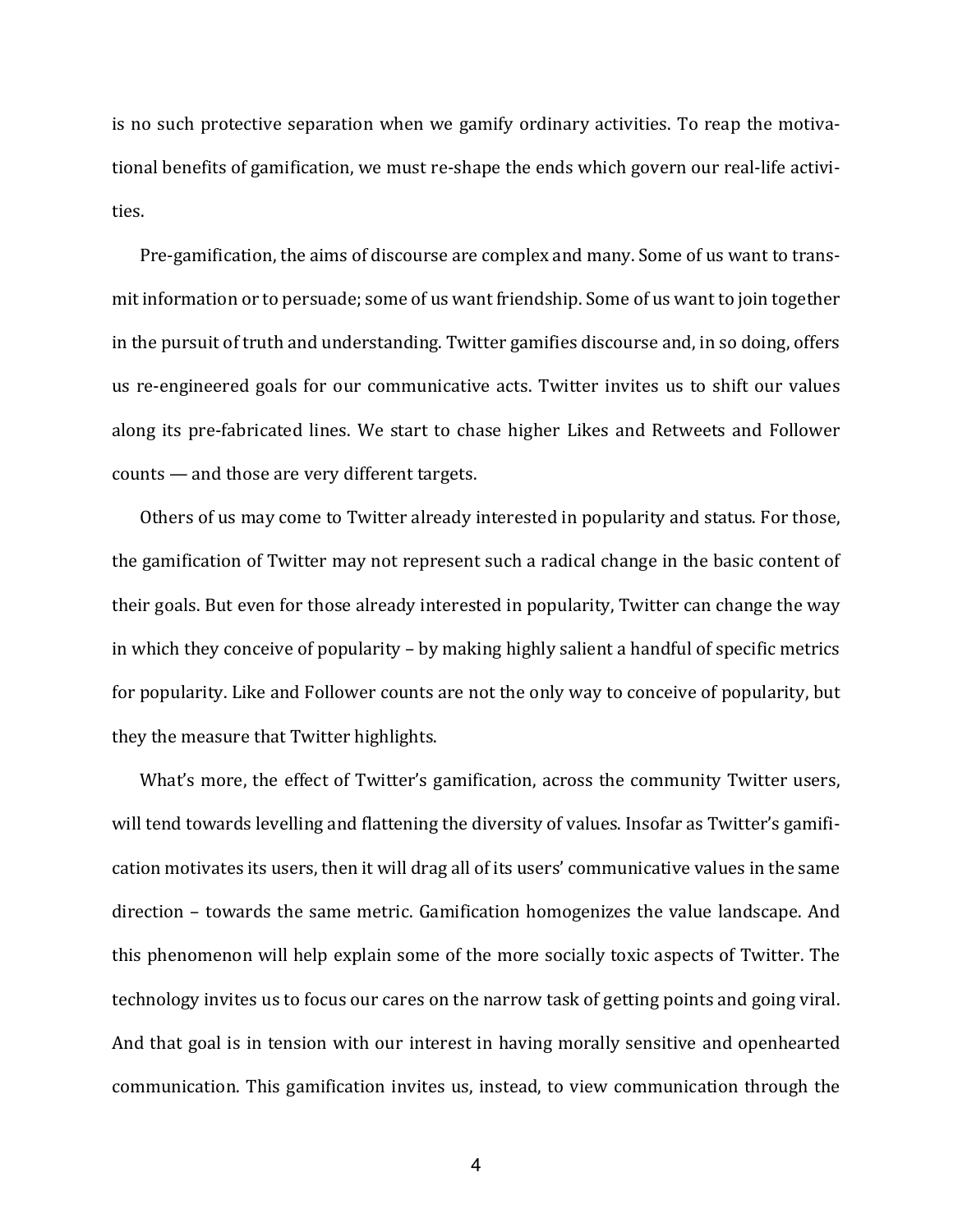is no such protective separation when we gamify ordinary activities. To reap the motivational benefits of gamification, we must re-shape the ends which govern our real-life activities.

Pre-gamification, the aims of discourse are complex and many. Some of us want to transmit information or to persuade; some of us want friendship. Some of us want to join together in the pursuit of truth and understanding. Twitter gamifies discourse and, in so doing, offers us re-engineered goals for our communicative acts. Twitter invites us to shift our values along its pre-fabricated lines. We start to chase higher Likes and Retweets and Follower counts — and those are very different targets.

Others of us may come to Twitter already interested in popularity and status. For those, the gamification of Twitter may not represent such a radical change in the basic content of their goals. But even for those already interested in popularity, Twitter can change the way in which they conceive of popularity – by making highly salient a handful of specific metrics for popularity. Like and Follower counts are not the only way to conceive of popularity, but they the measure that Twitter highlights.

What's more, the effect of Twitter's gamification, across the community Twitter users, will tend towards levelling and flattening the diversity of values. Insofar as Twitter's gamification motivates its users, then it will drag all of its users' communicative values in the same direction – towards the same metric. Gamification homogenizes the value landscape. And this phenomenon will help explain some of the more socially toxic aspects of Twitter. The technology invites us to focus our cares on the narrow task of getting points and going viral. And that goal is in tension with our interest in having morally sensitive and openhearted communication. This gamification invites us, instead, to view communication through the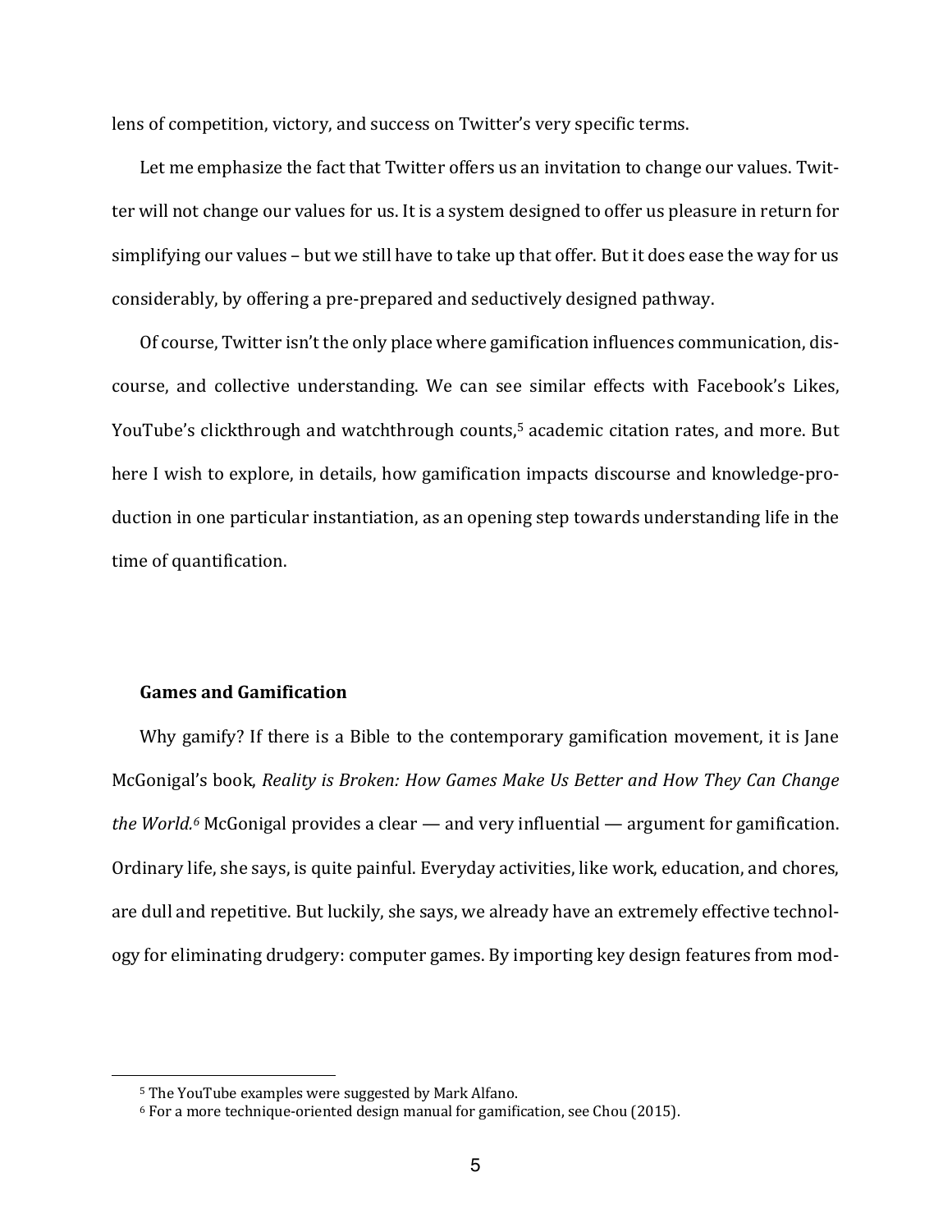lens of competition, victory, and success on Twitter's very specific terms.

Let me emphasize the fact that Twitter offers us an invitation to change our values. Twitter will not change our values for us. It is a system designed to offer us pleasure in return for simplifying our values – but we still have to take up that offer. But it does ease the way for us considerably, by offering a pre-prepared and seductively designed pathway.

Of course, Twitter isn't the only place where gamification influences communication, discourse, and collective understanding. We can see similar effects with Facebook's Likes, YouTube's clickthrough and watchthrough counts,[5] academic citation rates, and more. But here I wish to explore, in details, how gamification impacts discourse and knowledge-production in one particular instantiation, as an opening step towards understanding life in the time of quantification.

**Games and Gamification**

Why gamify? If there is a Bible to the contemporary gamification movement, it is Jane McGonigal's book, *Reality is Broken: How Games Make Us Better and How They Can Change the World.*[6] McGonigal provides a clear — and very influential — argument for gamification. Ordinary life, she says, is quite painful. Everyday activities, like work, education, and chores, are dull and repetitive. But luckily, she says, we already have an extremely effective technology for eliminating drudgery: computer games. By importing key design features from mod-

[5] The YouTube examples were suggested by Mark Alfano.

[6] For a more technique-oriented design manual for gamification, see Chou (2015).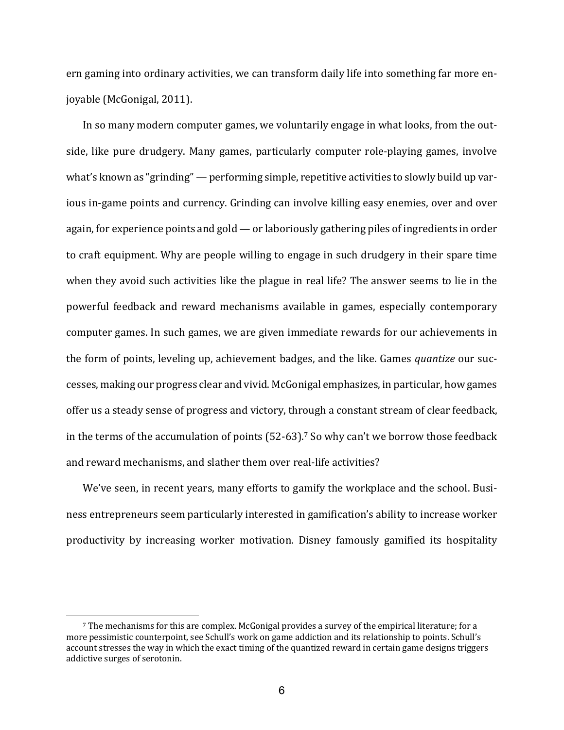ern gaming into ordinary activities, we can transform daily life into something far more enjoyable (McGonigal, 2011).

In so many modern computer games, we voluntarily engage in what looks, from the outside, like pure drudgery. Many games, particularly computer role-playing games, involve what's known as "grinding" — performing simple, repetitive activities to slowly build up various in-game points and currency. Grinding can involve killing easy enemies, over and over again, for experience points and gold — or laboriously gathering piles of ingredients in order to craft equipment. Why are people willing to engage in such drudgery in their spare time when they avoid such activities like the plague in real life? The answer seems to lie in the powerful feedback and reward mechanisms available in games, especially contemporary computer games. In such games, we are given immediate rewards for our achievements in the form of points, leveling up, achievement badges, and the like. Games *quantize* our successes, making our progress clear and vivid. McGonigal emphasizes, in particular, how games offer us a steady sense of progress and victory, through a constant stream of clear feedback, in the terms of the accumulation of points (52-63).[7] So why can't we borrow those feedback and reward mechanisms, and slather them over real-life activities?

We've seen, in recent years, many efforts to gamify the workplace and the school. Business entrepreneurs seem particularly interested in gamification's ability to increase worker productivity by increasing worker motivation. Disney famously gamified its hospitality

[7] The mechanisms for this are complex. McGonigal provides a survey of the empirical literature; for a more pessimistic counterpoint, see Schull's work on game addiction and its relationship to points. Schull's account stresses the way in which the exact timing of the quantized reward in certain game designs triggers addictive surges of serotonin.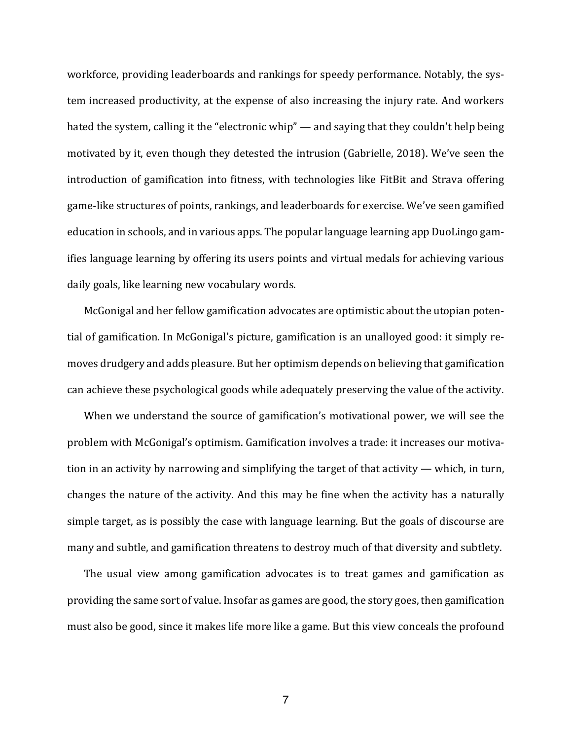workforce, providing leaderboards and rankings for speedy performance. Notably, the system increased productivity, at the expense of also increasing the injury rate. And workers hated the system, calling it the "electronic whip" — and saying that they couldn't help being motivated by it, even though they detested the intrusion (Gabrielle, 2018). We've seen the introduction of gamification into fitness, with technologies like FitBit and Strava offering game-like structures of points, rankings, and leaderboards for exercise. We've seen gamified education in schools, and in various apps. The popular language learning app DuoLingo gamifies language learning by offering its users points and virtual medals for achieving various daily goals, like learning new vocabulary words.

McGonigal and her fellow gamification advocates are optimistic about the utopian potential of gamification. In McGonigal's picture, gamification is an unalloyed good: it simply removes drudgery and adds pleasure. But her optimism depends on believing that gamification can achieve these psychological goods while adequately preserving the value of the activity.

When we understand the source of gamification's motivational power, we will see the problem with McGonigal's optimism. Gamification involves a trade: it increases our motivation in an activity by narrowing and simplifying the target of that activity — which, in turn, changes the nature of the activity. And this may be fine when the activity has a naturally simple target, as is possibly the case with language learning. But the goals of discourse are many and subtle, and gamification threatens to destroy much of that diversity and subtlety.

The usual view among gamification advocates is to treat games and gamification as providing the same sort of value. Insofar as games are good, the story goes, then gamification must also be good, since it makes life more like a game. But this view conceals the profound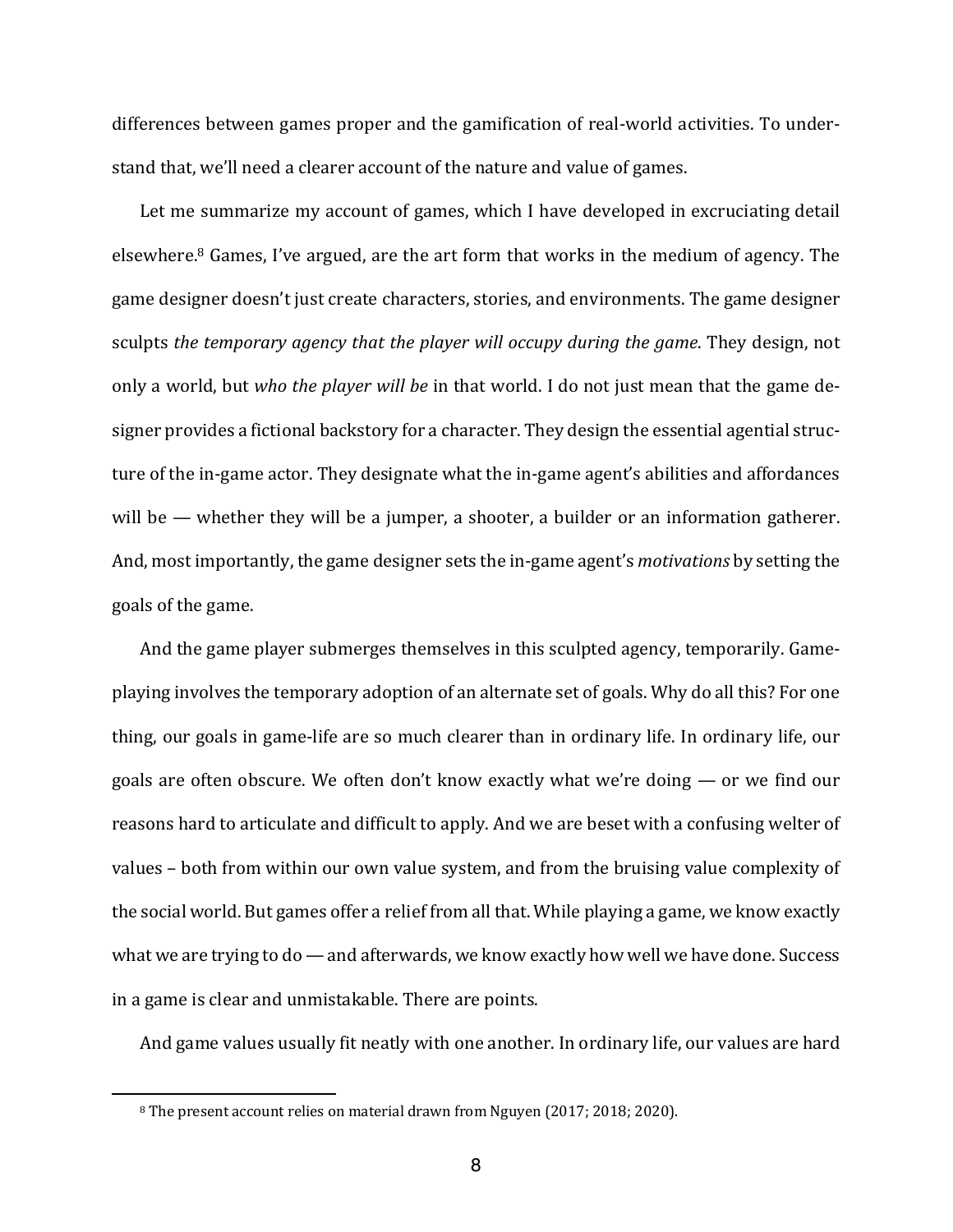differences between games proper and the gamification of real-world activities. To understand that, we'll need a clearer account of the nature and value of games.

Let me summarize my account of games, which I have developed in excruciating detail elsewhere.[8] Games, I've argued, are the art form that works in the medium of agency. The game designer doesn't just create characters, stories, and environments. The game designer sculpts *the temporary agency that the player will occupy during the game*. They design, not only a world, but *who the player will be* in that world. I do not just mean that the game designer provides a fictional backstory for a character. They design the essential agential structure of the in-game actor. They designate what the in-game agent's abilities and affordances will be — whether they will be a jumper, a shooter, a builder or an information gatherer. And, most importantly, the game designer sets the in-game agent's *motivations* by setting the goals of the game.

And the game player submerges themselves in this sculpted agency, temporarily. Game-playing involves the temporary adoption of an alternate set of goals. Why do all this? For one thing, our goals in game-life are so much clearer than in ordinary life. In ordinary life, our goals are often obscure. We often don't know exactly what we're doing — or we find our reasons hard to articulate and difficult to apply. And we are beset with a confusing welter of values – both from within our own value system, and from the bruising value complexity of the social world. But games offer a relief from all that. While playing a game, we know exactly what we are trying to do — and afterwards, we know exactly how well we have done. Success in a game is clear and unmistakable. There are points.

And game values usually fit neatly with one another. In ordinary life, our values are hard

[8] The present account relies on material drawn from Nguyen (2017; 2018; 2020).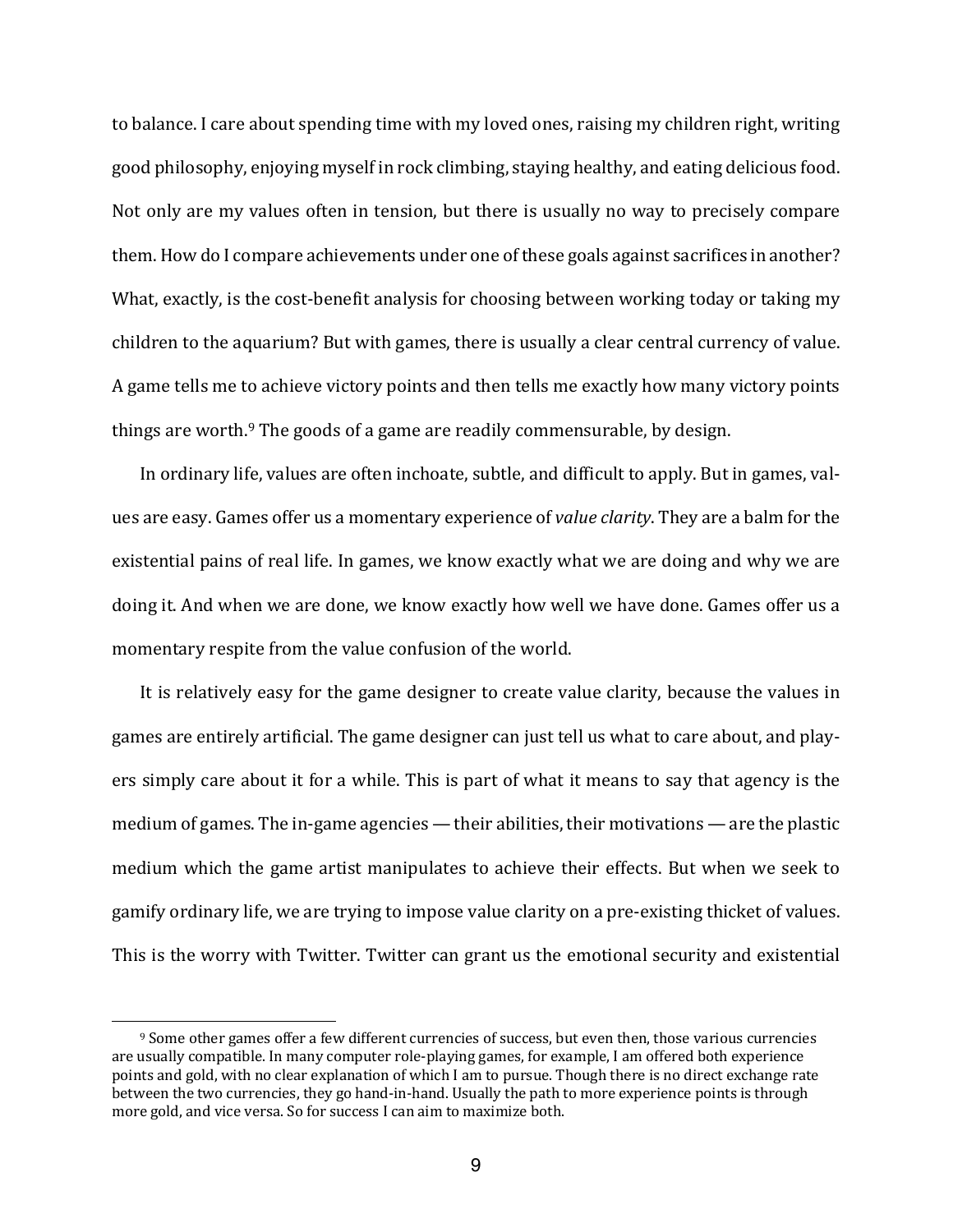to balance. I care about spending time with my loved ones, raising my children right, writing good philosophy, enjoying myself in rock climbing, staying healthy, and eating delicious food. Not only are my values often in tension, but there is usually no way to precisely compare them. How do I compare achievements under one of these goals against sacrifices in another? What, exactly, is the cost-benefit analysis for choosing between working today or taking my children to the aquarium? But with games, there is usually a clear central currency of value. A game tells me to achieve victory points and then tells me exactly how many victory points things are worth.[9] The goods of a game are readily commensurable, by design.

In ordinary life, values are often inchoate, subtle, and difficult to apply. But in games, values are easy. Games offer us a momentary experience of *value clarity*. They are a balm for the existential pains of real life. In games, we know exactly what we are doing and why we are doing it. And when we are done, we know exactly how well we have done. Games offer us a momentary respite from the value confusion of the world.

It is relatively easy for the game designer to create value clarity, because the values in games are entirely artificial. The game designer can just tell us what to care about, and players simply care about it for a while. This is part of what it means to say that agency is the medium of games. The in-game agencies — their abilities, their motivations — are the plastic medium which the game artist manipulates to achieve their effects. But when we seek to gamify ordinary life, we are trying to impose value clarity on a pre-existing thicket of values. This is the worry with Twitter. Twitter can grant us the emotional security and existential

[9] Some other games offer a few different currencies of success, but even then, those various currencies are usually compatible. In many computer role-playing games, for example, I am offered both experience points and gold, with no clear explanation of which I am to pursue. Though there is no direct exchange rate between the two currencies, they go hand-in-hand. Usually the path to more experience points is through more gold, and vice versa. So for success I can aim to maximize both.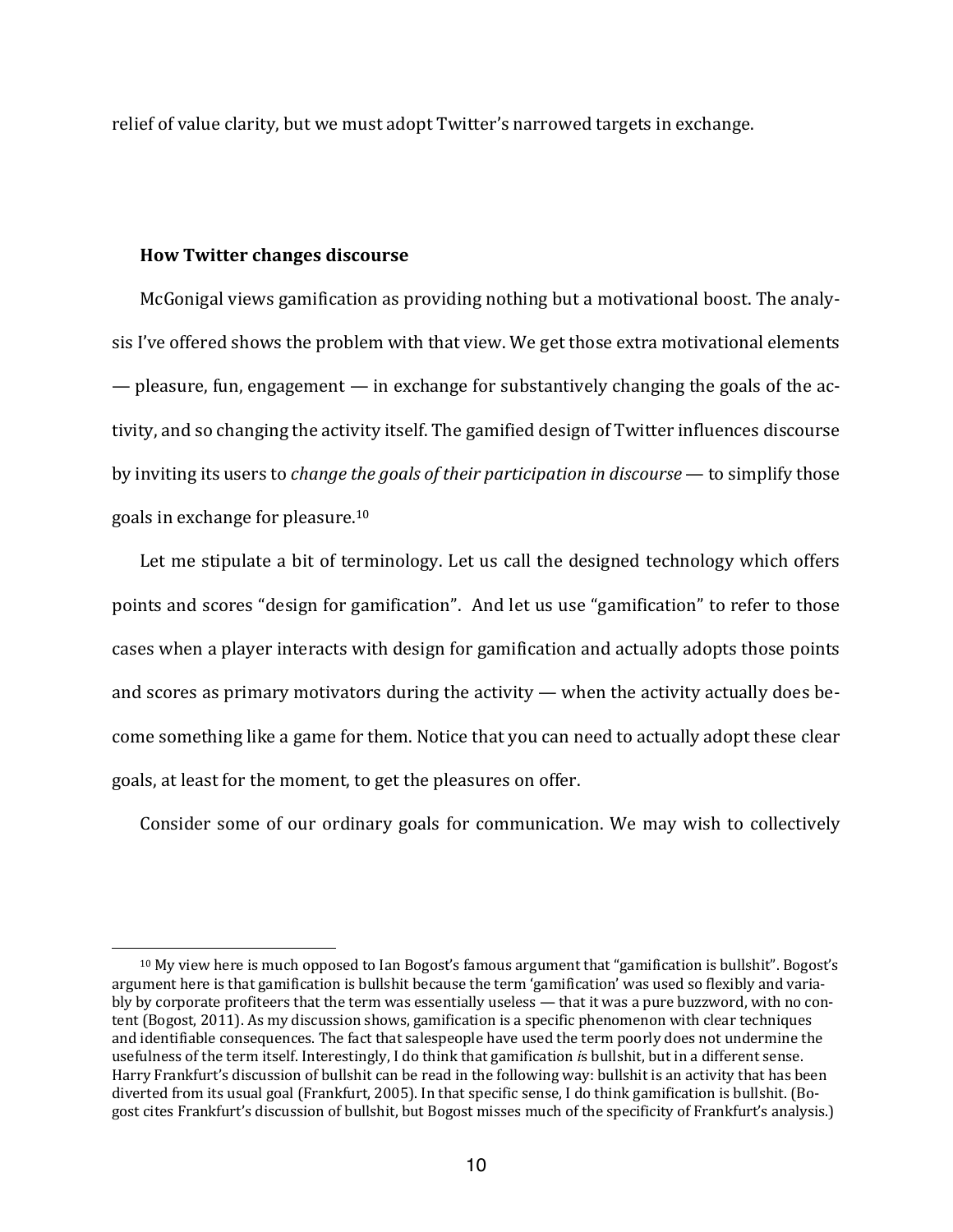relief of value clarity, but we must adopt Twitter's narrowed targets in exchange.

## How Twitter changes discourse

McGonigal views gamification as providing nothing but a motivational boost. The analysis I've offered shows the problem with that view. We get those extra motivational elements — pleasure, fun, engagement — in exchange for substantively changing the goals of the activity, and so changing the activity itself. The gamified design of Twitter influences discourse by inviting its users to *change the goals of their participation in discourse* — to simplify those goals in exchange for pleasure.[10]

Let me stipulate a bit of terminology. Let us call the designed technology which offers points and scores "design for gamification". And let us use "gamification" to refer to those cases when a player interacts with design for gamification and actually adopts those points and scores as primary motivators during the activity — when the activity actually does become something like a game for them. Notice that you can need to actually adopt these clear goals, at least for the moment, to get the pleasures on offer.

Consider some of our ordinary goals for communication. We may wish to collectively

---

[10] My view here is much opposed to Ian Bogost's famous argument that "gamification is bullshit". Bogost's argument here is that gamification is bullshit because the term 'gamification' was used so flexibly and variably by corporate profiteers that the term was essentially useless — that it was a pure buzzword, with no content (Bogost, 2011). As my discussion shows, gamification is a specific phenomenon with clear techniques and identifiable consequences. The fact that salespeople have used the term poorly does not undermine the usefulness of the term itself. Interestingly, I do think that gamification *is* bullshit, but in a different sense. Harry Frankfurt's discussion of bullshit can be read in the following way: bullshit is an activity that has been diverted from its usual goal (Frankfurt, 2005). In that specific sense, I do think gamification is bullshit. (Bogost cites Frankfurt's discussion of bullshit, but Bogost misses much of the specificity of Frankfurt's analysis.)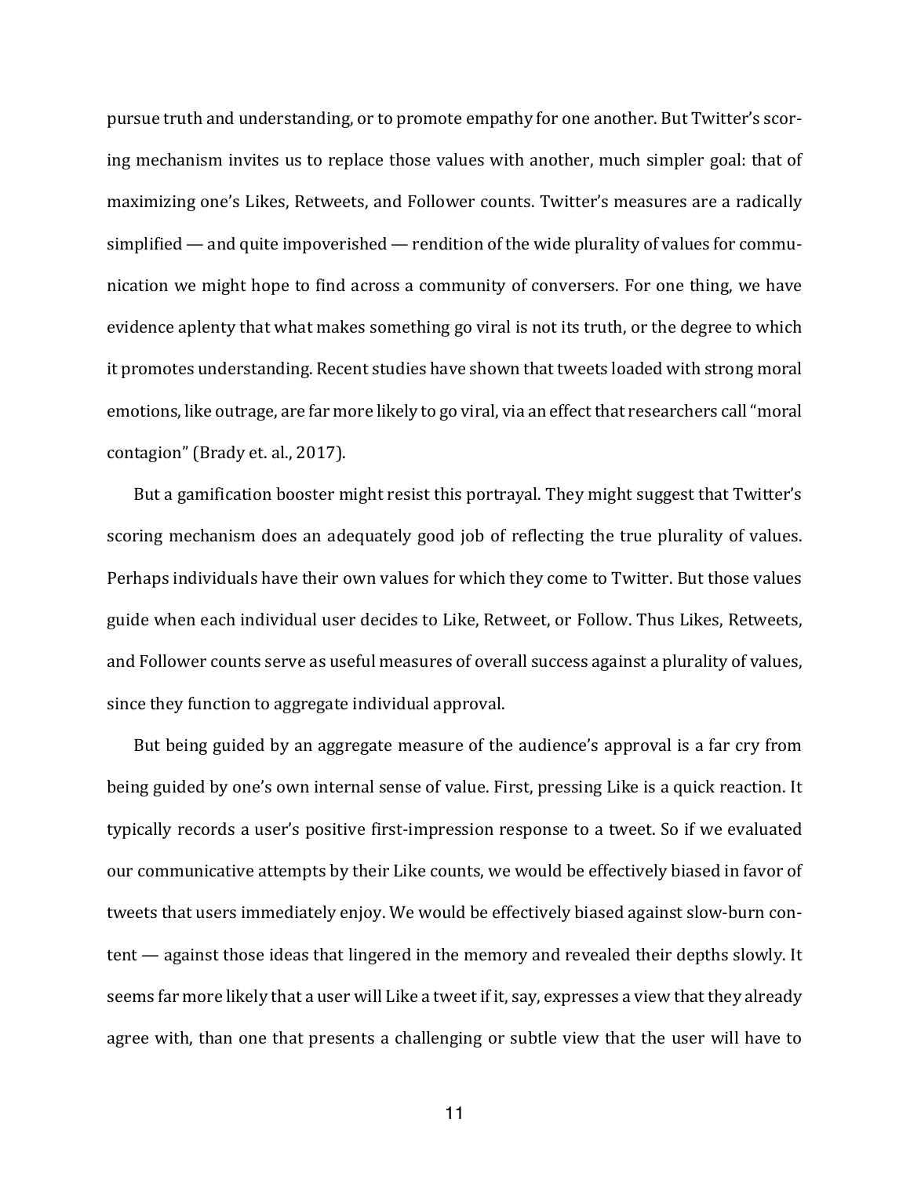pursue truth and understanding, or to promote empathy for one another. But Twitter's scoring mechanism invites us to replace those values with another, much simpler goal: that of maximizing one's Likes, Retweets, and Follower counts. Twitter's measures are a radically simplified — and quite impoverished — rendition of the wide plurality of values for communication we might hope to find across a community of conversers. For one thing, we have evidence aplenty that what makes something go viral is not its truth, or the degree to which it promotes understanding. Recent studies have shown that tweets loaded with strong moral emotions, like outrage, are far more likely to go viral, via an effect that researchers call "moral contagion" (Brady et. al., 2017).

But a gamification booster might resist this portrayal. They might suggest that Twitter's scoring mechanism does an adequately good job of reflecting the true plurality of values. Perhaps individuals have their own values for which they come to Twitter. But those values guide when each individual user decides to Like, Retweet, or Follow. Thus Likes, Retweets, and Follower counts serve as useful measures of overall success against a plurality of values, since they function to aggregate individual approval.

But being guided by an aggregate measure of the audience's approval is a far cry from being guided by one's own internal sense of value. First, pressing Like is a quick reaction. It typically records a user's positive first-impression response to a tweet. So if we evaluated our communicative attempts by their Like counts, we would be effectively biased in favor of tweets that users immediately enjoy. We would be effectively biased against slow-burn content — against those ideas that lingered in the memory and revealed their depths slowly. It seems far more likely that a user will Like a tweet if it, say, expresses a view that they already agree with, than one that presents a challenging or subtle view that the user will have to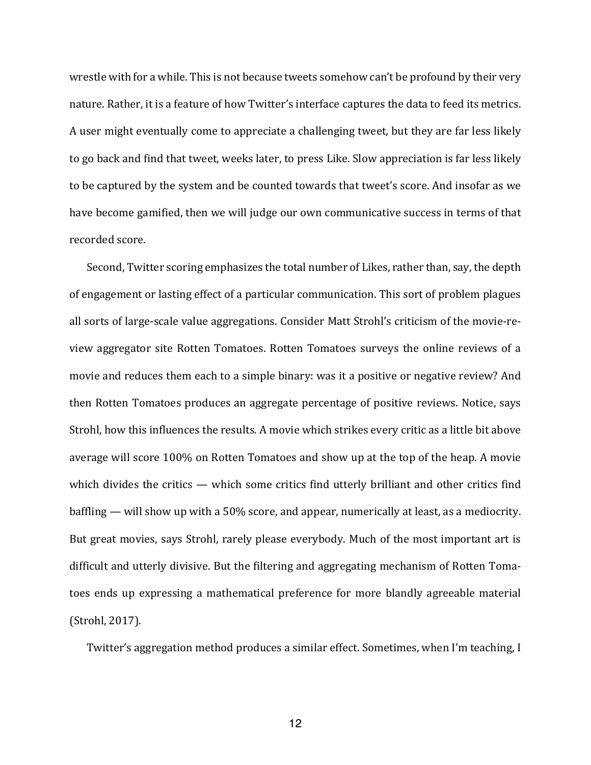wrestle with for a while. This is not because tweets somehow can't be profound by their very nature. Rather, it is a feature of how Twitter's interface captures the data to feed its metrics. A user might eventually come to appreciate a challenging tweet, but they are far less likely to go back and find that tweet, weeks later, to press Like. Slow appreciation is far less likely to be captured by the system and be counted towards that tweet's score. And insofar as we have become gamified, then we will judge our own communicative success in terms of that recorded score.

Second, Twitter scoring emphasizes the total number of Likes, rather than, say, the depth of engagement or lasting effect of a particular communication. This sort of problem plagues all sorts of large-scale value aggregations. Consider Matt Strohl's criticism of the movie-review aggregator site Rotten Tomatoes. Rotten Tomatoes surveys the online reviews of a movie and reduces them each to a simple binary: was it a positive or negative review? And then Rotten Tomatoes produces an aggregate percentage of positive reviews. Notice, says Strohl, how this influences the results. A movie which strikes every critic as a little bit above average will score 100% on Rotten Tomatoes and show up at the top of the heap. A movie which divides the critics — which some critics find utterly brilliant and other critics find baffling — will show up with a 50% score, and appear, numerically at least, as a mediocrity. But great movies, says Strohl, rarely please everybody. Much of the most important art is difficult and utterly divisive. But the filtering and aggregating mechanism of Rotten Tomatoes ends up expressing a mathematical preference for more blandly agreeable material (Strohl, 2017).

Twitter's aggregation method produces a similar effect. Sometimes, when I'm teaching, I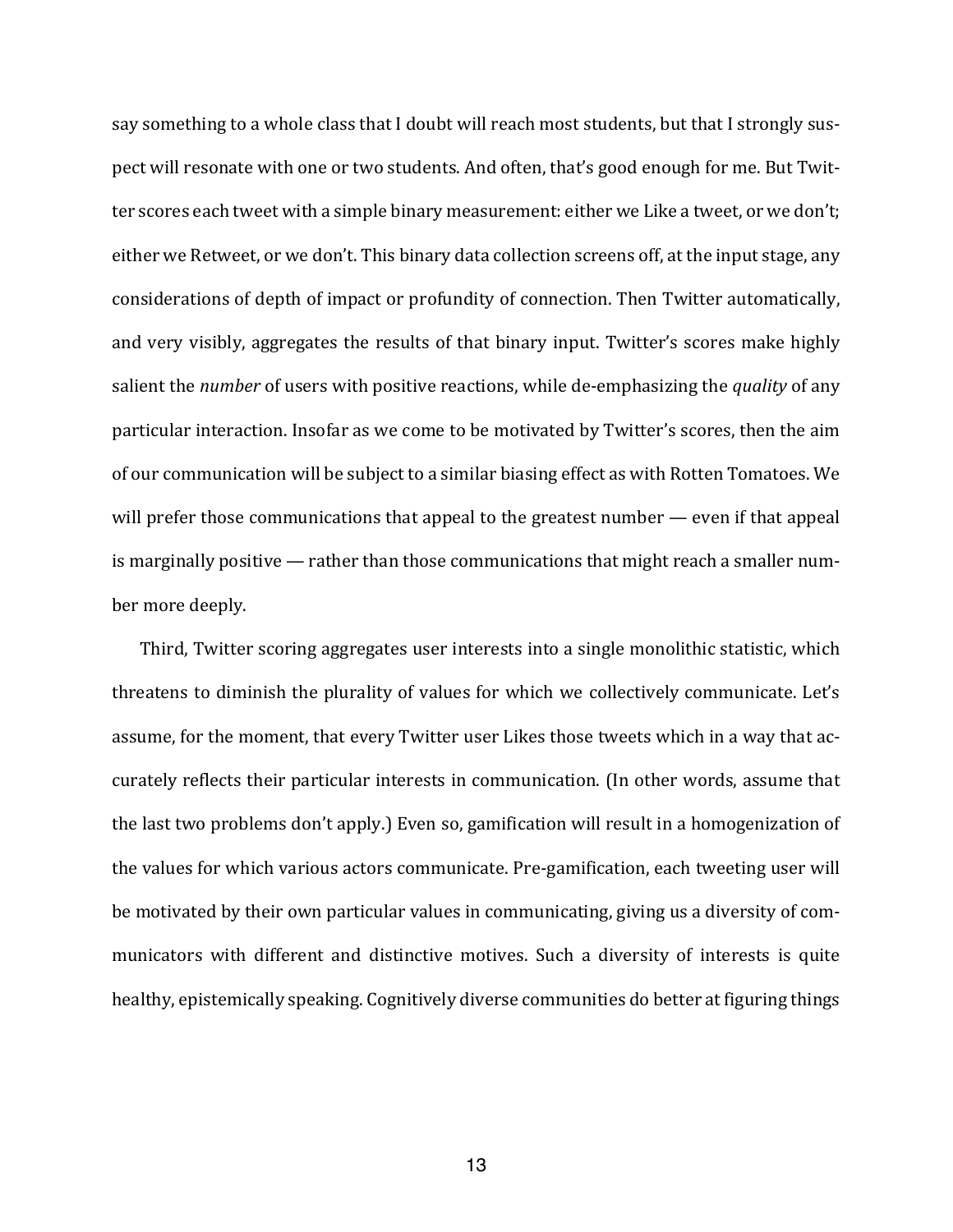say something to a whole class that I doubt will reach most students, but that I strongly suspect will resonate with one or two students. And often, that's good enough for me. But Twitter scores each tweet with a simple binary measurement: either we Like a tweet, or we don't; either we Retweet, or we don't. This binary data collection screens off, at the input stage, any considerations of depth of impact or profundity of connection. Then Twitter automatically, and very visibly, aggregates the results of that binary input. Twitter's scores make highly salient the *number* of users with positive reactions, while de-emphasizing the *quality* of any particular interaction. Insofar as we come to be motivated by Twitter's scores, then the aim of our communication will be subject to a similar biasing effect as with Rotten Tomatoes. We will prefer those communications that appeal to the greatest number — even if that appeal is marginally positive — rather than those communications that might reach a smaller number more deeply.

Third, Twitter scoring aggregates user interests into a single monolithic statistic, which threatens to diminish the plurality of values for which we collectively communicate. Let's assume, for the moment, that every Twitter user Likes those tweets which in a way that accurately reflects their particular interests in communication. (In other words, assume that the last two problems don't apply.) Even so, gamification will result in a homogenization of the values for which various actors communicate. Pre-gamification, each tweeting user will be motivated by their own particular values in communicating, giving us a diversity of communicators with different and distinctive motives. Such a diversity of interests is quite healthy, epistemically speaking. Cognitively diverse communities do better at figuring things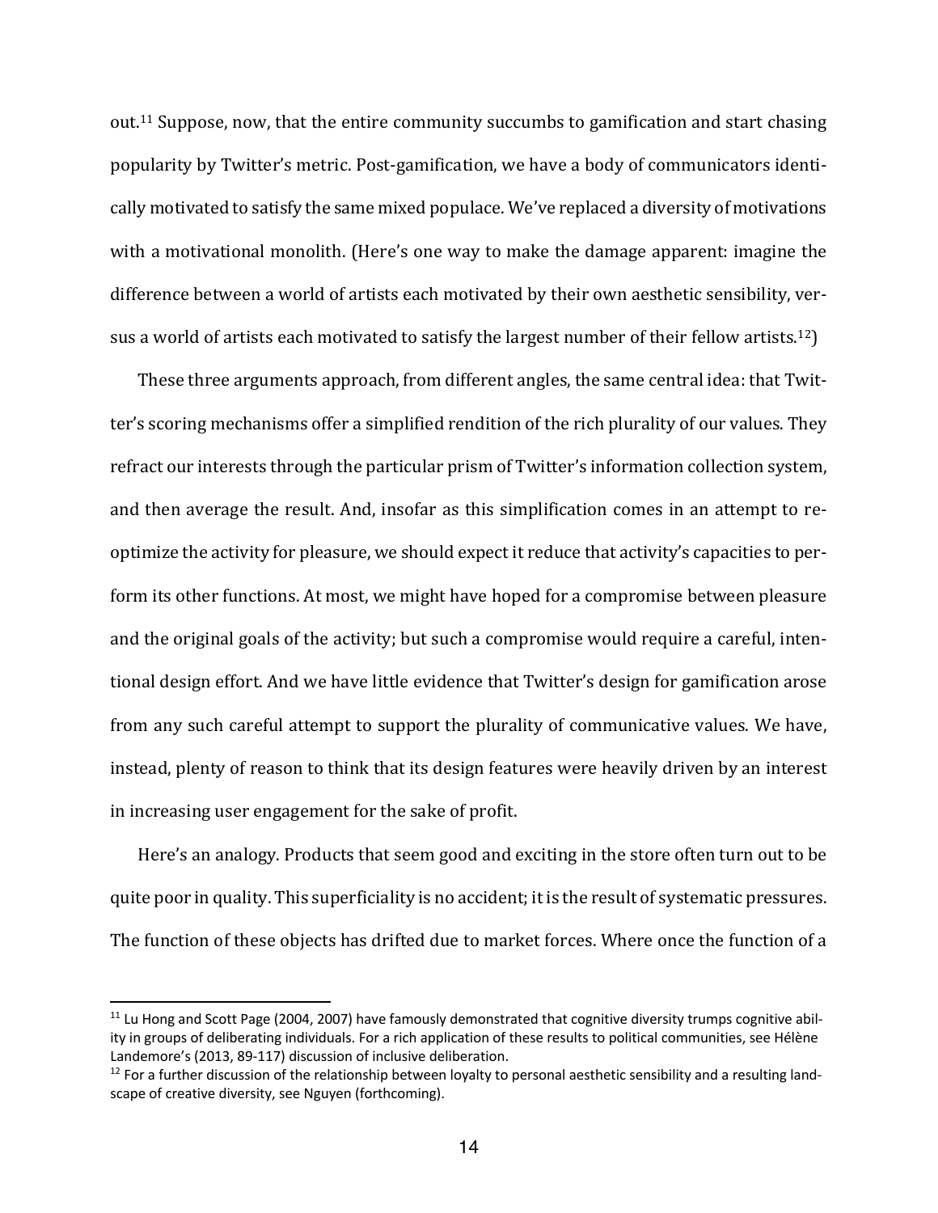out.[11] Suppose, now, that the entire community succumbs to gamification and start chasing popularity by Twitter's metric. Post-gamification, we have a body of communicators identically motivated to satisfy the same mixed populace. We've replaced a diversity of motivations with a motivational monolith. (Here's one way to make the damage apparent: imagine the difference between a world of artists each motivated by their own aesthetic sensibility, versus a world of artists each motivated to satisfy the largest number of their fellow artists.[12])

These three arguments approach, from different angles, the same central idea: that Twitter's scoring mechanisms offer a simplified rendition of the rich plurality of our values. They refract our interests through the particular prism of Twitter's information collection system, and then average the result. And, insofar as this simplification comes in an attempt to re-optimize the activity for pleasure, we should expect it reduce that activity's capacities to perform its other functions. At most, we might have hoped for a compromise between pleasure and the original goals of the activity; but such a compromise would require a careful, intentional design effort. And we have little evidence that Twitter's design for gamification arose from any such careful attempt to support the plurality of communicative values. We have, instead, plenty of reason to think that its design features were heavily driven by an interest in increasing user engagement for the sake of profit.

Here's an analogy. Products that seem good and exciting in the store often turn out to be quite poor in quality. This superficiality is no accident; it is the result of systematic pressures. The function of these objects has drifted due to market forces. Where once the function of a

---

[11] Lu Hong and Scott Page (2004, 2007) have famously demonstrated that cognitive diversity trumps cognitive ability in groups of deliberating individuals. For a rich application of these results to political communities, see Hélène Landemore's (2013, 89-117) discussion of inclusive deliberation.

[12] For a further discussion of the relationship between loyalty to personal aesthetic sensibility and a resulting landscape of creative diversity, see Nguyen (forthcoming).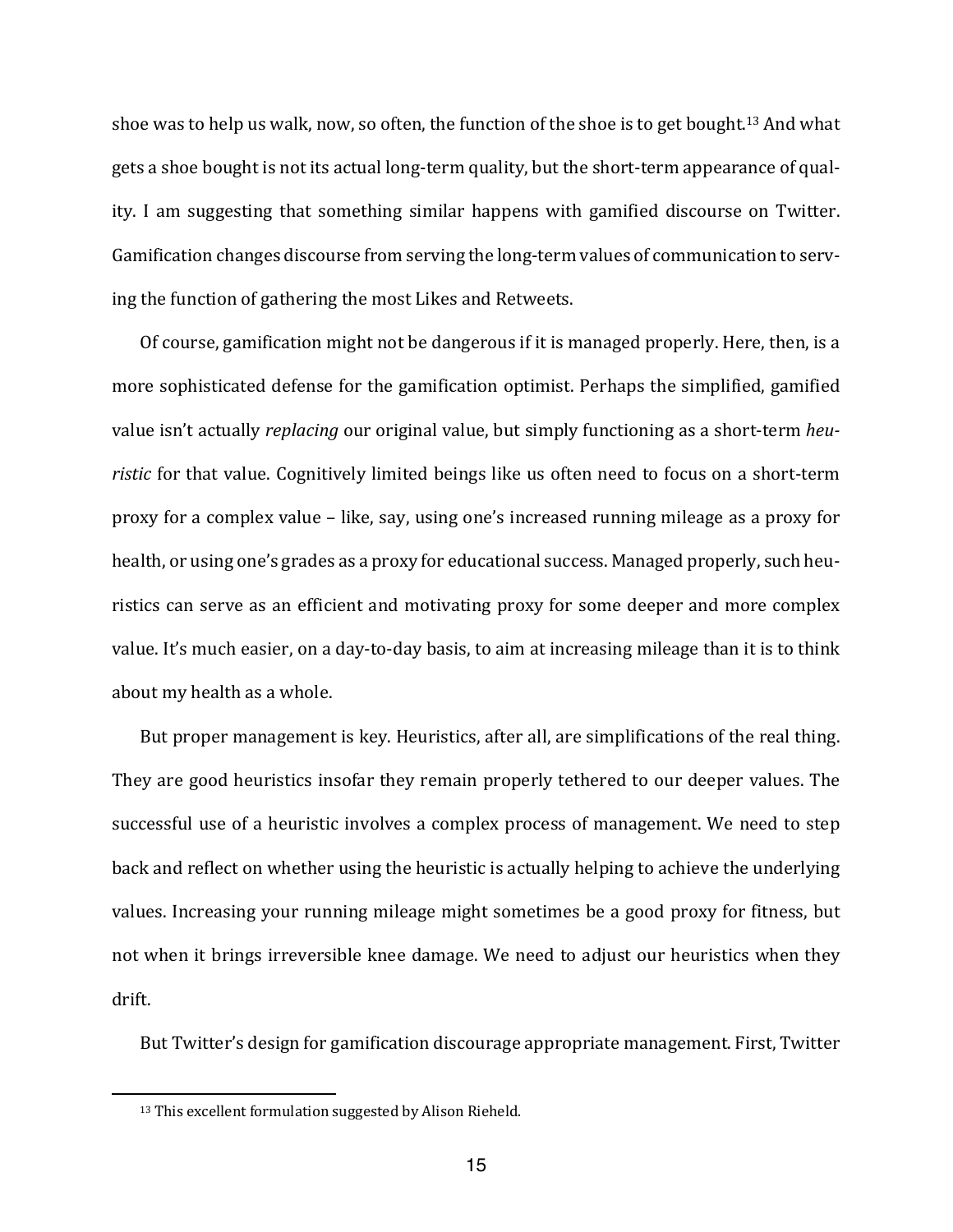shoe was to help us walk, now, so often, the function of the shoe is to get bought.[13] And what gets a shoe bought is not its actual long-term quality, but the short-term appearance of quality. I am suggesting that something similar happens with gamified discourse on Twitter. Gamification changes discourse from serving the long-term values of communication to serving the function of gathering the most Likes and Retweets.

Of course, gamification might not be dangerous if it is managed properly. Here, then, is a more sophisticated defense for the gamification optimist. Perhaps the simplified, gamified value isn't actually *replacing* our original value, but simply functioning as a short-term *heuristic* for that value. Cognitively limited beings like us often need to focus on a short-term proxy for a complex value – like, say, using one's increased running mileage as a proxy for health, or using one's grades as a proxy for educational success. Managed properly, such heuristics can serve as an efficient and motivating proxy for some deeper and more complex value. It's much easier, on a day-to-day basis, to aim at increasing mileage than it is to think about my health as a whole.

But proper management is key. Heuristics, after all, are simplifications of the real thing. They are good heuristics insofar they remain properly tethered to our deeper values. The successful use of a heuristic involves a complex process of management. We need to step back and reflect on whether using the heuristic is actually helping to achieve the underlying values. Increasing your running mileage might sometimes be a good proxy for fitness, but not when it brings irreversible knee damage. We need to adjust our heuristics when they drift.

But Twitter's design for gamification discourage appropriate management. First, Twitter

[13] This excellent formulation suggested by Alison Rieheld.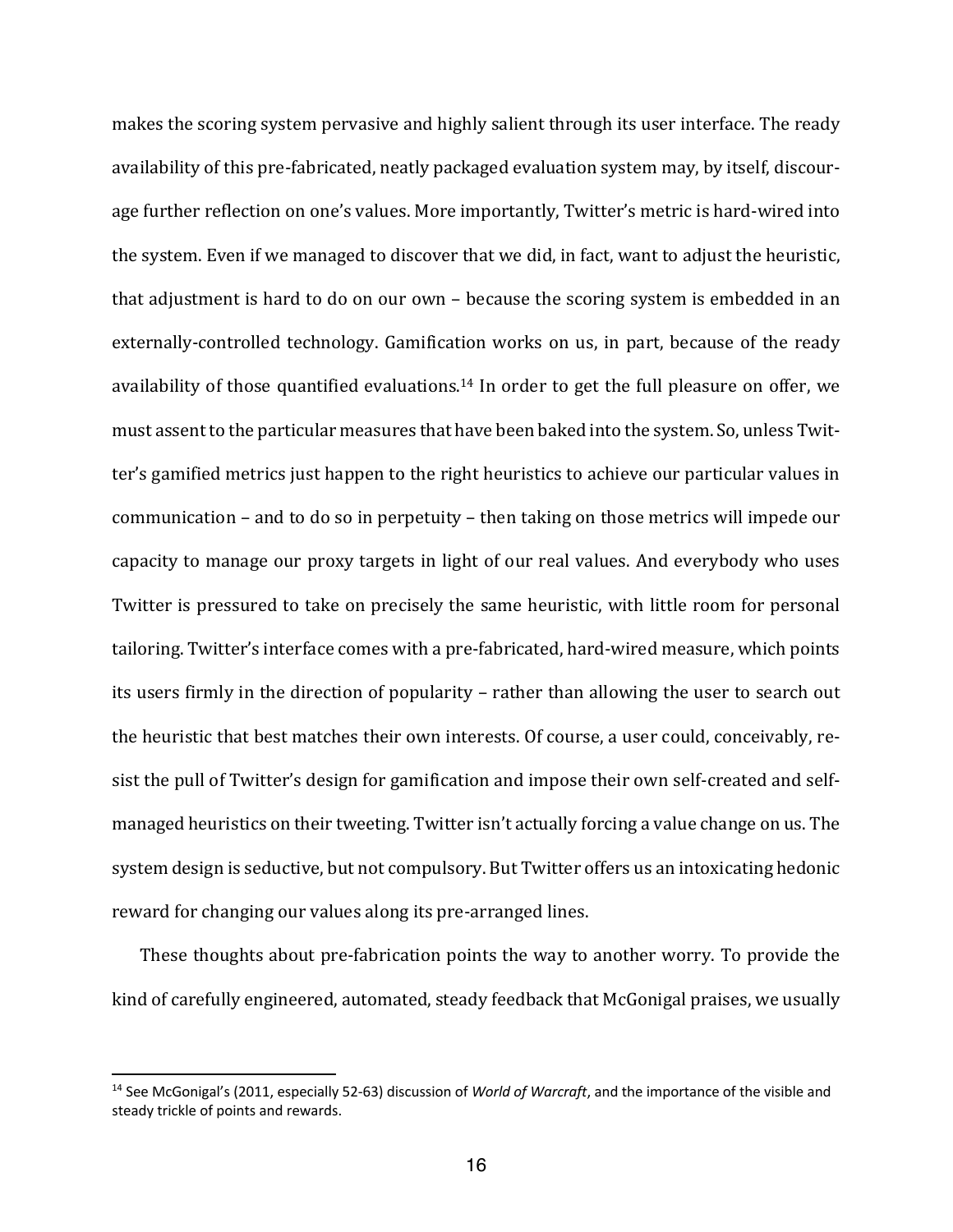makes the scoring system pervasive and highly salient through its user interface. The ready availability of this pre-fabricated, neatly packaged evaluation system may, by itself, discourage further reflection on one's values. More importantly, Twitter's metric is hard-wired into the system. Even if we managed to discover that we did, in fact, want to adjust the heuristic, that adjustment is hard to do on our own – because the scoring system is embedded in an externally-controlled technology. Gamification works on us, in part, because of the ready availability of those quantified evaluations.[14] In order to get the full pleasure on offer, we must assent to the particular measures that have been baked into the system. So, unless Twitter's gamified metrics just happen to the right heuristics to achieve our particular values in communication – and to do so in perpetuity – then taking on those metrics will impede our capacity to manage our proxy targets in light of our real values. And everybody who uses Twitter is pressured to take on precisely the same heuristic, with little room for personal tailoring. Twitter's interface comes with a pre-fabricated, hard-wired measure, which points its users firmly in the direction of popularity – rather than allowing the user to search out the heuristic that best matches their own interests. Of course, a user could, conceivably, resist the pull of Twitter's design for gamification and impose their own self-created and self-managed heuristics on their tweeting. Twitter isn't actually forcing a value change on us. The system design is seductive, but not compulsory. But Twitter offers us an intoxicating hedonic reward for changing our values along its pre-arranged lines.

These thoughts about pre-fabrication points the way to another worry. To provide the kind of carefully engineered, automated, steady feedback that McGonigal praises, we usually

---

[14] See McGonigal's (2011, especially 52-63) discussion of *World of Warcraft*, and the importance of the visible and steady trickle of points and rewards.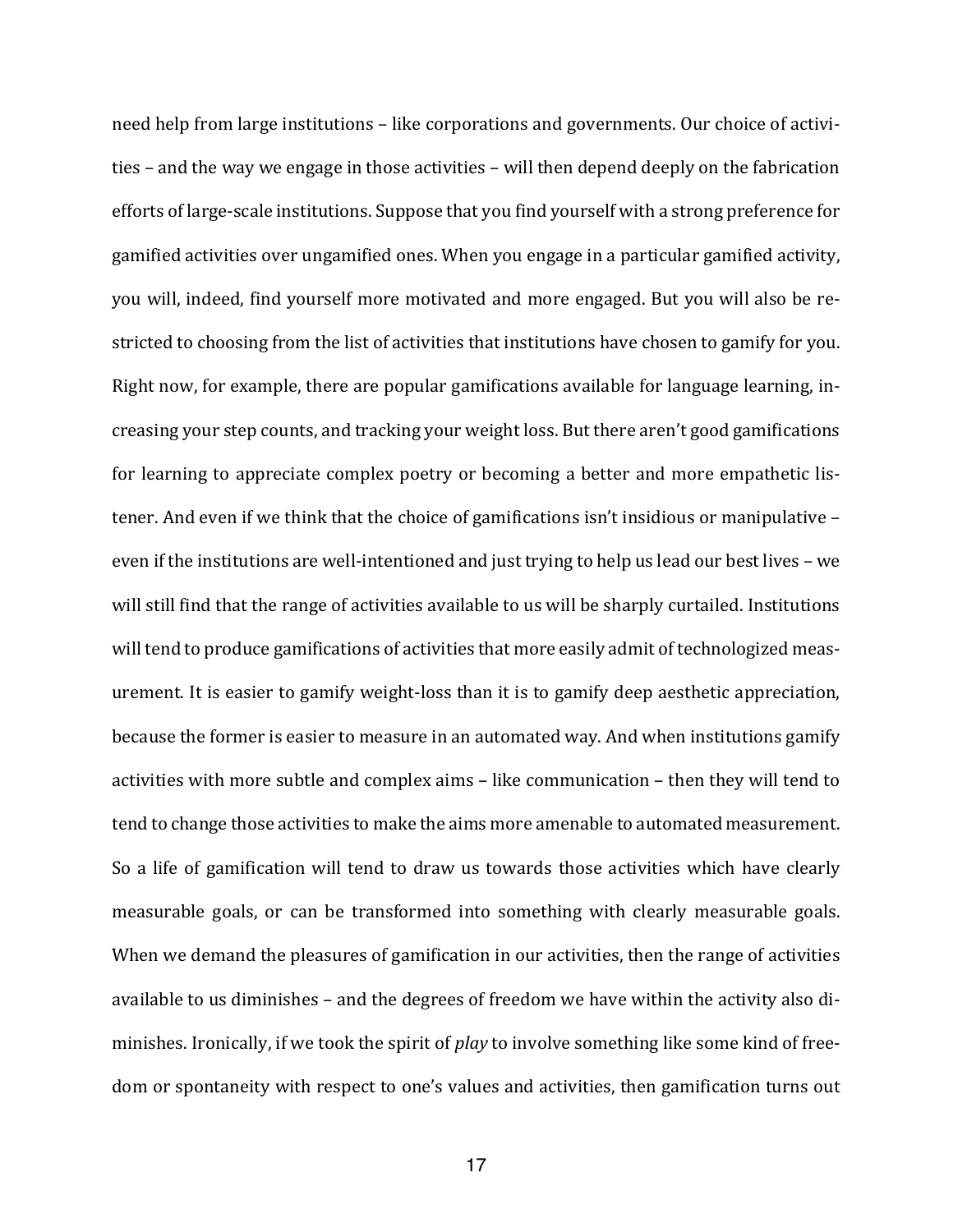need help from large institutions – like corporations and governments. Our choice of activities – and the way we engage in those activities – will then depend deeply on the fabrication efforts of large-scale institutions. Suppose that you find yourself with a strong preference for gamified activities over ungamified ones. When you engage in a particular gamified activity, you will, indeed, find yourself more motivated and more engaged. But you will also be restricted to choosing from the list of activities that institutions have chosen to gamify for you. Right now, for example, there are popular gamifications available for language learning, increasing your step counts, and tracking your weight loss. But there aren't good gamifications for learning to appreciate complex poetry or becoming a better and more empathetic listener. And even if we think that the choice of gamifications isn't insidious or manipulative – even if the institutions are well-intentioned and just trying to help us lead our best lives – we will still find that the range of activities available to us will be sharply curtailed. Institutions will tend to produce gamifications of activities that more easily admit of technologized measurement. It is easier to gamify weight-loss than it is to gamify deep aesthetic appreciation, because the former is easier to measure in an automated way. And when institutions gamify activities with more subtle and complex aims – like communication – then they will tend to tend to change those activities to make the aims more amenable to automated measurement. So a life of gamification will tend to draw us towards those activities which have clearly measurable goals, or can be transformed into something with clearly measurable goals. When we demand the pleasures of gamification in our activities, then the range of activities available to us diminishes – and the degrees of freedom we have within the activity also diminishes. Ironically, if we took the spirit of *play* to involve something like some kind of freedom or spontaneity with respect to one's values and activities, then gamification turns out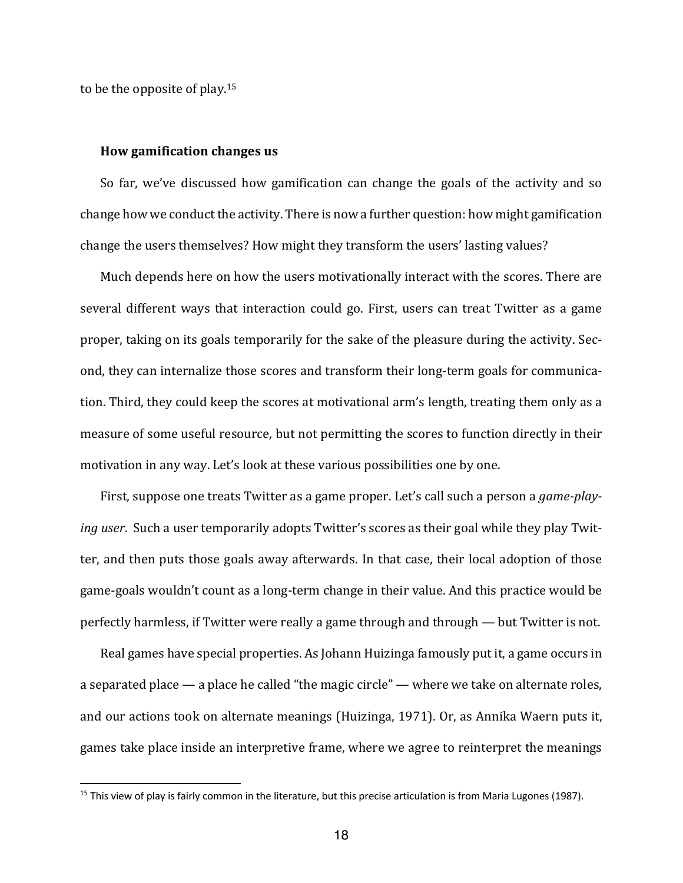to be the opposite of play.[15]

### How gamification changes us

So far, we've discussed how gamification can change the goals of the activity and so change how we conduct the activity. There is now a further question: how might gamification change the users themselves? How might they transform the users' lasting values?

Much depends here on how the users motivationally interact with the scores. There are several different ways that interaction could go. First, users can treat Twitter as a game proper, taking on its goals temporarily for the sake of the pleasure during the activity. Second, they can internalize those scores and transform their long-term goals for communication. Third, they could keep the scores at motivational arm's length, treating them only as a measure of some useful resource, but not permitting the scores to function directly in their motivation in any way. Let's look at these various possibilities one by one.

First, suppose one treats Twitter as a game proper. Let's call such a person a *game-playing user*. Such a user temporarily adopts Twitter's scores as their goal while they play Twitter, and then puts those goals away afterwards. In that case, their local adoption of those game-goals wouldn't count as a long-term change in their value. And this practice would be perfectly harmless, if Twitter were really a game through and through — but Twitter is not.

Real games have special properties. As Johann Huizinga famously put it, a game occurs in a separated place — a place he called "the magic circle" — where we take on alternate roles, and our actions took on alternate meanings (Huizinga, 1971). Or, as Annika Waern puts it, games take place inside an interpretive frame, where we agree to reinterpret the meanings

[15] This view of play is fairly common in the literature, but this precise articulation is from Maria Lugones (1987).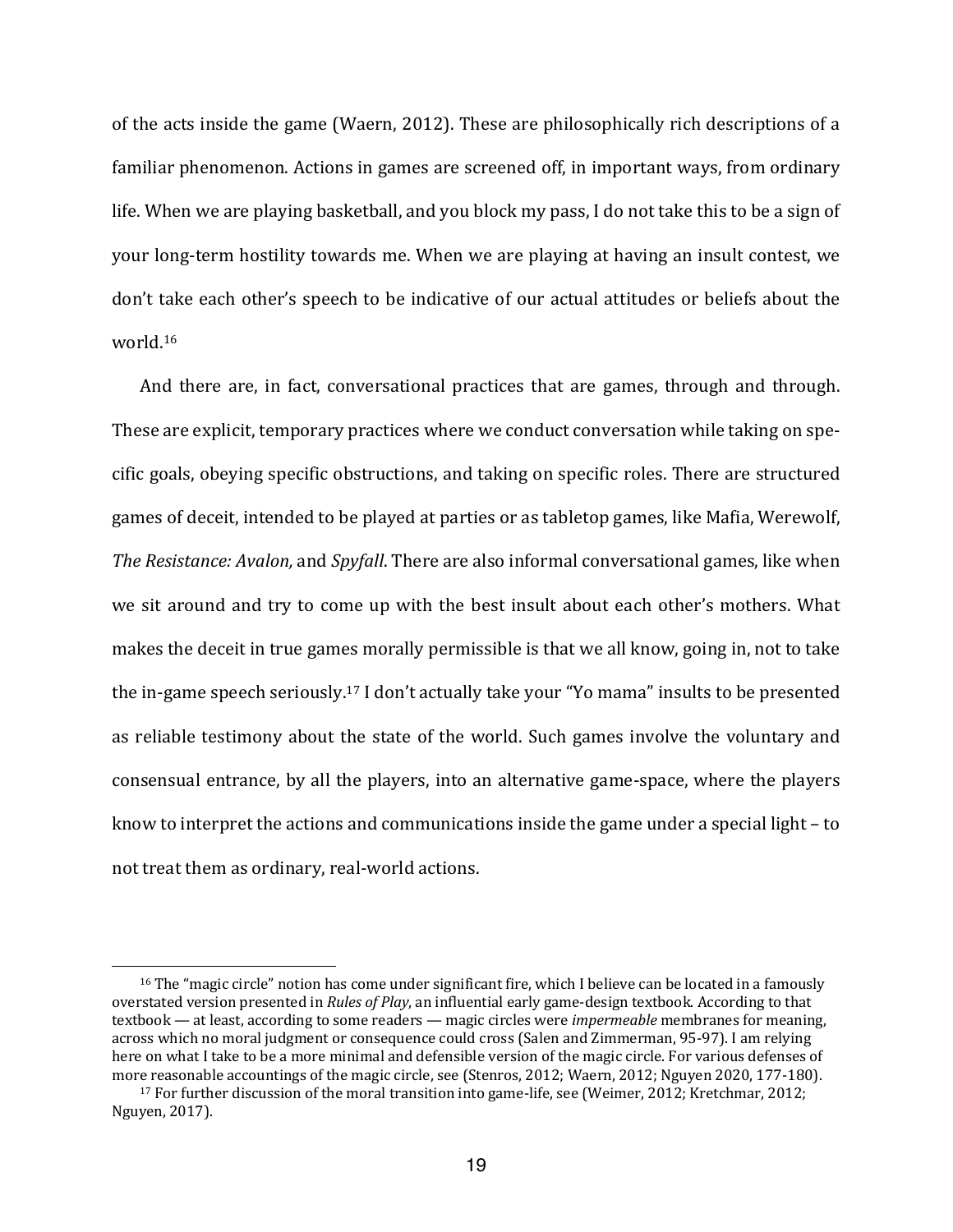of the acts inside the game (Waern, 2012). These are philosophically rich descriptions of a familiar phenomenon. Actions in games are screened off, in important ways, from ordinary life. When we are playing basketball, and you block my pass, I do not take this to be a sign of your long-term hostility towards me. When we are playing at having an insult contest, we don't take each other's speech to be indicative of our actual attitudes or beliefs about the world.[16]

And there are, in fact, conversational practices that are games, through and through. These are explicit, temporary practices where we conduct conversation while taking on specific goals, obeying specific obstructions, and taking on specific roles. There are structured games of deceit, intended to be played at parties or as tabletop games, like Mafia, Werewolf, *The Resistance: Avalon,* and *Spyfall*. There are also informal conversational games, like when we sit around and try to come up with the best insult about each other's mothers. What makes the deceit in true games morally permissible is that we all know, going in, not to take the in-game speech seriously.[17] I don't actually take your "Yo mama" insults to be presented as reliable testimony about the state of the world. Such games involve the voluntary and consensual entrance, by all the players, into an alternative game-space, where the players know to interpret the actions and communications inside the game under a special light – to not treat them as ordinary, real-world actions.

[16] The "magic circle" notion has come under significant fire, which I believe can be located in a famously overstated version presented in *Rules of Play*, an influential early game-design textbook. According to that textbook — at least, according to some readers — magic circles were *impermeable* membranes for meaning, across which no moral judgment or consequence could cross (Salen and Zimmerman, 95-97). I am relying here on what I take to be a more minimal and defensible version of the magic circle. For various defenses of more reasonable accountings of the magic circle, see (Stenros, 2012; Waern, 2012; Nguyen 2020, 177-180).

[17] For further discussion of the moral transition into game-life, see (Weimer, 2012; Kretchmar, 2012; Nguyen, 2017).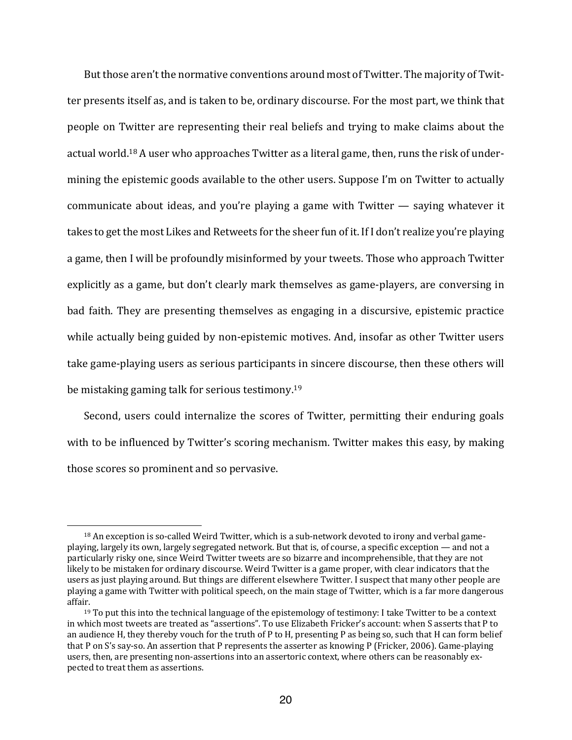But those aren't the normative conventions around most of Twitter. The majority of Twitter presents itself as, and is taken to be, ordinary discourse. For the most part, we think that people on Twitter are representing their real beliefs and trying to make claims about the actual world.[18] A user who approaches Twitter as a literal game, then, runs the risk of undermining the epistemic goods available to the other users. Suppose I'm on Twitter to actually communicate about ideas, and you're playing a game with Twitter — saying whatever it takes to get the most Likes and Retweets for the sheer fun of it. If I don't realize you're playing a game, then I will be profoundly misinformed by your tweets. Those who approach Twitter explicitly as a game, but don't clearly mark themselves as game-players, are conversing in bad faith. They are presenting themselves as engaging in a discursive, epistemic practice while actually being guided by non-epistemic motives. And, insofar as other Twitter users take game-playing users as serious participants in sincere discourse, then these others will be mistaking gaming talk for serious testimony.[19]

Second, users could internalize the scores of Twitter, permitting their enduring goals with to be influenced by Twitter's scoring mechanism. Twitter makes this easy, by making those scores so prominent and so pervasive.

---

[18] An exception is so-called Weird Twitter, which is a sub-network devoted to irony and verbal game-playing, largely its own, largely segregated network. But that is, of course, a specific exception — and not a particularly risky one, since Weird Twitter tweets are so bizarre and incomprehensible, that they are not likely to be mistaken for ordinary discourse. Weird Twitter is a game proper, with clear indicators that the users as just playing around. But things are different elsewhere Twitter. I suspect that many other people are playing a game with Twitter with political speech, on the main stage of Twitter, which is a far more dangerous affair.

[19] To put this into the technical language of the epistemology of testimony: I take Twitter to be a context in which most tweets are treated as "assertions". To use Elizabeth Fricker's account: when S asserts that P to an audience H, they thereby vouch for the truth of P to H, presenting P as being so, such that H can form belief that P on S's say-so. An assertion that P represents the asserter as knowing P (Fricker, 2006). Game-playing users, then, are presenting non-assertions into an assertoric context, where others can be reasonably expected to treat them as assertions.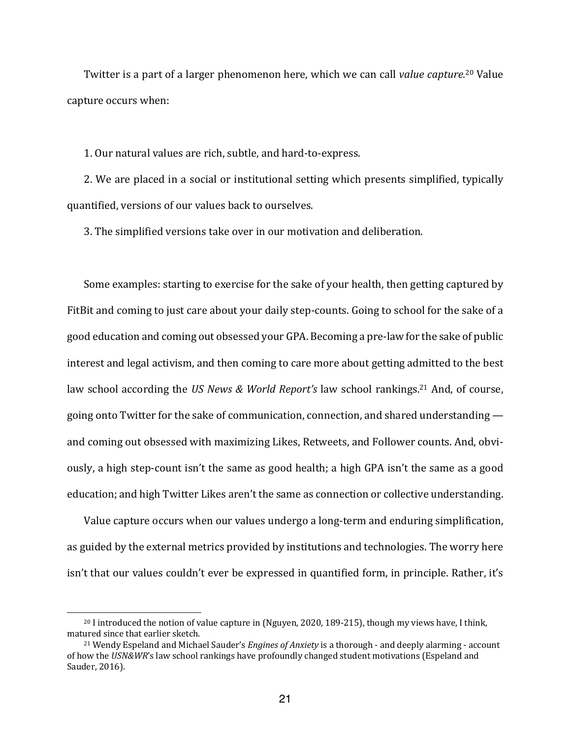Twitter is a part of a larger phenomenon here, which we can call *value capture.*[20] Value capture occurs when:

1. Our natural values are rich, subtle, and hard-to-express.

2. We are placed in a social or institutional setting which presents simplified, typically quantified, versions of our values back to ourselves.

3. The simplified versions take over in our motivation and deliberation.

Some examples: starting to exercise for the sake of your health, then getting captured by FitBit and coming to just care about your daily step-counts. Going to school for the sake of a good education and coming out obsessed your GPA. Becoming a pre-law for the sake of public interest and legal activism, and then coming to care more about getting admitted to the best law school according the *US News & World Report's* law school rankings.[21] And, of course, going onto Twitter for the sake of communication, connection, and shared understanding — and coming out obsessed with maximizing Likes, Retweets, and Follower counts. And, obviously, a high step-count isn't the same as good health; a high GPA isn't the same as a good education; and high Twitter Likes aren't the same as connection or collective understanding.

Value capture occurs when our values undergo a long-term and enduring simplification, as guided by the external metrics provided by institutions and technologies. The worry here isn't that our values couldn't ever be expressed in quantified form, in principle. Rather, it's

---

[20] I introduced the notion of value capture in (Nguyen, 2020, 189-215), though my views have, I think, matured since that earlier sketch.

[21] Wendy Espeland and Michael Sauder's *Engines of Anxiety* is a thorough - and deeply alarming - account of how the *USN&WR*'s law school rankings have profoundly changed student motivations (Espeland and Sauder, 2016).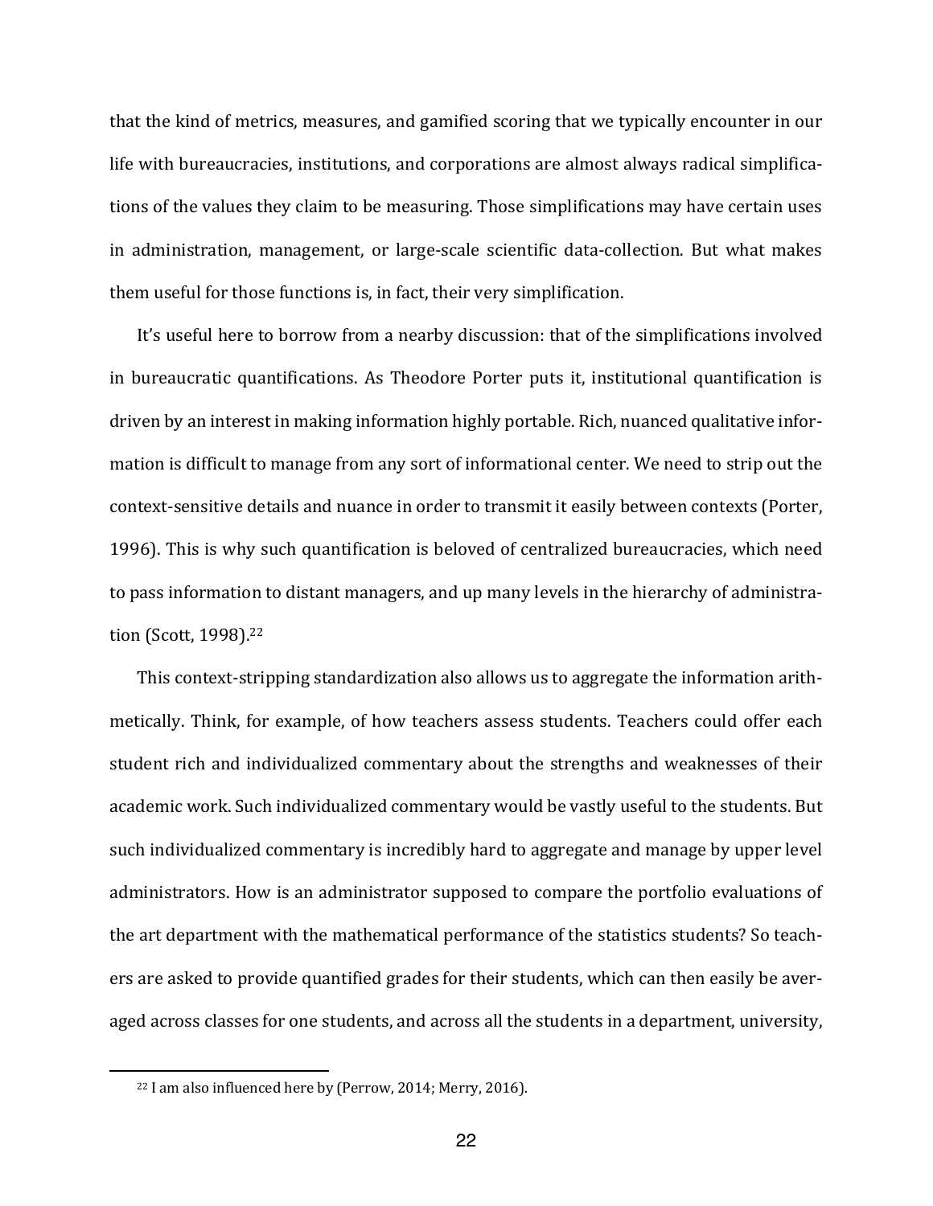that the kind of metrics, measures, and gamified scoring that we typically encounter in our life with bureaucracies, institutions, and corporations are almost always radical simplifications of the values they claim to be measuring. Those simplifications may have certain uses in administration, management, or large-scale scientific data-collection. But what makes them useful for those functions is, in fact, their very simplification.

It's useful here to borrow from a nearby discussion: that of the simplifications involved in bureaucratic quantifications. As Theodore Porter puts it, institutional quantification is driven by an interest in making information highly portable. Rich, nuanced qualitative information is difficult to manage from any sort of informational center. We need to strip out the context-sensitive details and nuance in order to transmit it easily between contexts (Porter, 1996). This is why such quantification is beloved of centralized bureaucracies, which need to pass information to distant managers, and up many levels in the hierarchy of administration (Scott, 1998).[22]

This context-stripping standardization also allows us to aggregate the information arithmetically. Think, for example, of how teachers assess students. Teachers could offer each student rich and individualized commentary about the strengths and weaknesses of their academic work. Such individualized commentary would be vastly useful to the students. But such individualized commentary is incredibly hard to aggregate and manage by upper level administrators. How is an administrator supposed to compare the portfolio evaluations of the art department with the mathematical performance of the statistics students? So teachers are asked to provide quantified grades for their students, which can then easily be averaged across classes for one students, and across all the students in a department, university,

[22] I am also influenced here by (Perrow, 2014; Merry, 2016).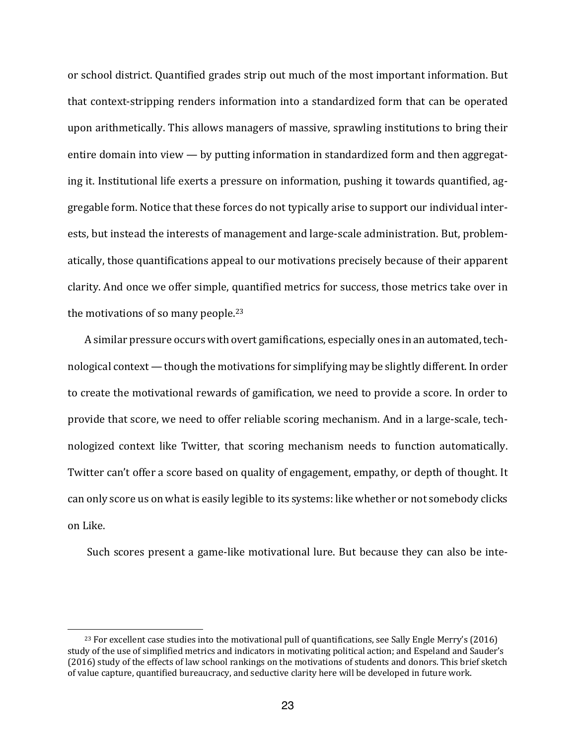or school district. Quantified grades strip out much of the most important information. But that context-stripping renders information into a standardized form that can be operated upon arithmetically. This allows managers of massive, sprawling institutions to bring their entire domain into view — by putting information in standardized form and then aggregating it. Institutional life exerts a pressure on information, pushing it towards quantified, aggregable form. Notice that these forces do not typically arise to support our individual interests, but instead the interests of management and large-scale administration. But, problematically, those quantifications appeal to our motivations precisely because of their apparent clarity. And once we offer simple, quantified metrics for success, those metrics take over in the motivations of so many people.[23]

A similar pressure occurs with overt gamifications, especially ones in an automated, technological context — though the motivations for simplifying may be slightly different. In order to create the motivational rewards of gamification, we need to provide a score. In order to provide that score, we need to offer reliable scoring mechanism. And in a large-scale, technologized context like Twitter, that scoring mechanism needs to function automatically. Twitter can't offer a score based on quality of engagement, empathy, or depth of thought. It can only score us on what is easily legible to its systems: like whether or not somebody clicks on Like.

Such scores present a game-like motivational lure. But because they can also be inte-

[23] For excellent case studies into the motivational pull of quantifications, see Sally Engle Merry's (2016) study of the use of simplified metrics and indicators in motivating political action; and Espeland and Sauder's (2016) study of the effects of law school rankings on the motivations of students and donors. This brief sketch of value capture, quantified bureaucracy, and seductive clarity here will be developed in future work.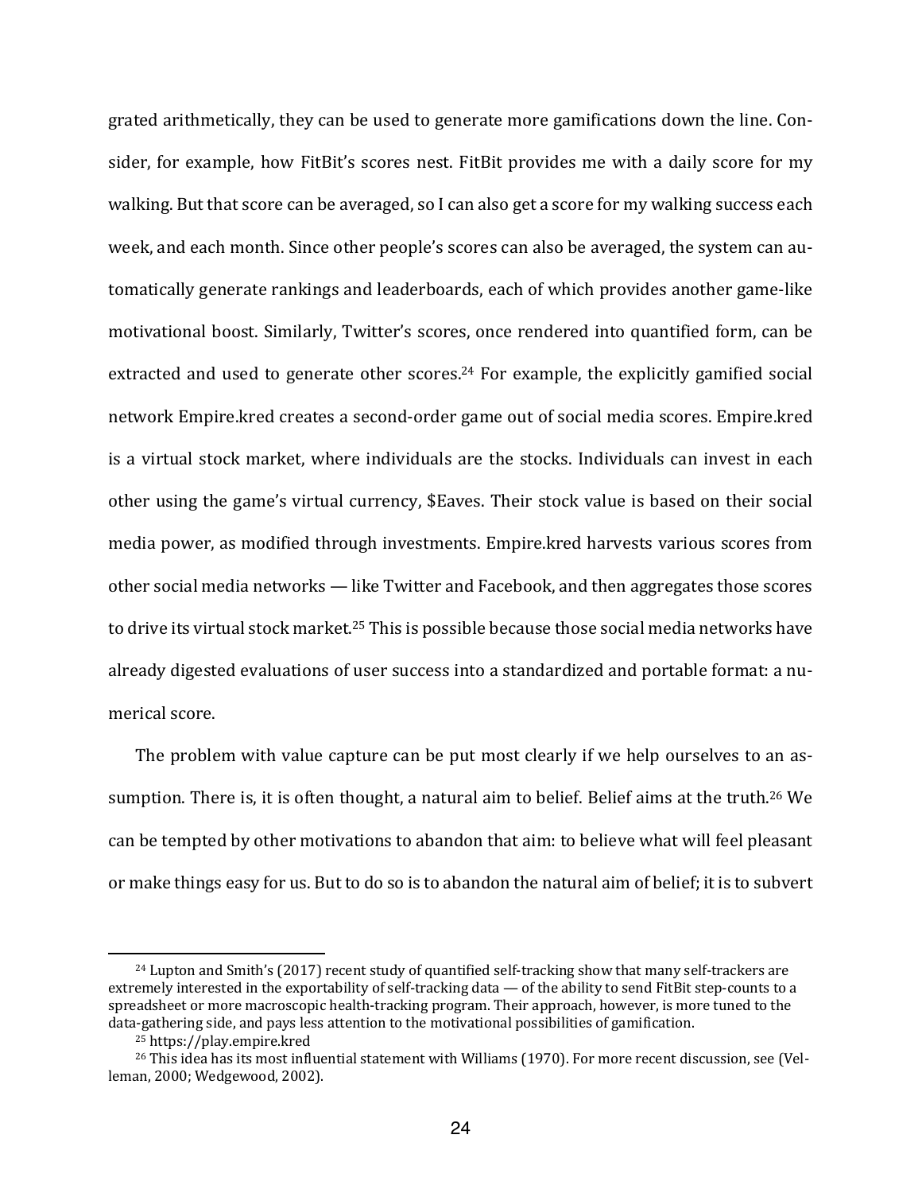grated arithmetically, they can be used to generate more gamifications down the line. Consider, for example, how FitBit's scores nest. FitBit provides me with a daily score for my walking. But that score can be averaged, so I can also get a score for my walking success each week, and each month. Since other people's scores can also be averaged, the system can automatically generate rankings and leaderboards, each of which provides another game-like motivational boost. Similarly, Twitter's scores, once rendered into quantified form, can be extracted and used to generate other scores.[24] For example, the explicitly gamified social network Empire.kred creates a second-order game out of social media scores. Empire.kred is a virtual stock market, where individuals are the stocks. Individuals can invest in each other using the game's virtual currency, $Eaves. Their stock value is based on their social media power, as modified through investments. Empire.kred harvests various scores from other social media networks — like Twitter and Facebook, and then aggregates those scores to drive its virtual stock market.[25] This is possible because those social media networks have already digested evaluations of user success into a standardized and portable format: a numerical score.

The problem with value capture can be put most clearly if we help ourselves to an assumption. There is, it is often thought, a natural aim to belief. Belief aims at the truth.[26] We can be tempted by other motivations to abandon that aim: to believe what will feel pleasant or make things easy for us. But to do so is to abandon the natural aim of belief; it is to subvert

---

[24] Lupton and Smith's (2017) recent study of quantified self-tracking show that many self-trackers are extremely interested in the exportability of self-tracking data — of the ability to send FitBit step-counts to a spreadsheet or more macroscopic health-tracking program. Their approach, however, is more tuned to the data-gathering side, and pays less attention to the motivational possibilities of gamification.

[25] https://play.empire.kred

[26] This idea has its most influential statement with Williams (1970). For more recent discussion, see (Velleman, 2000; Wedgewood, 2002).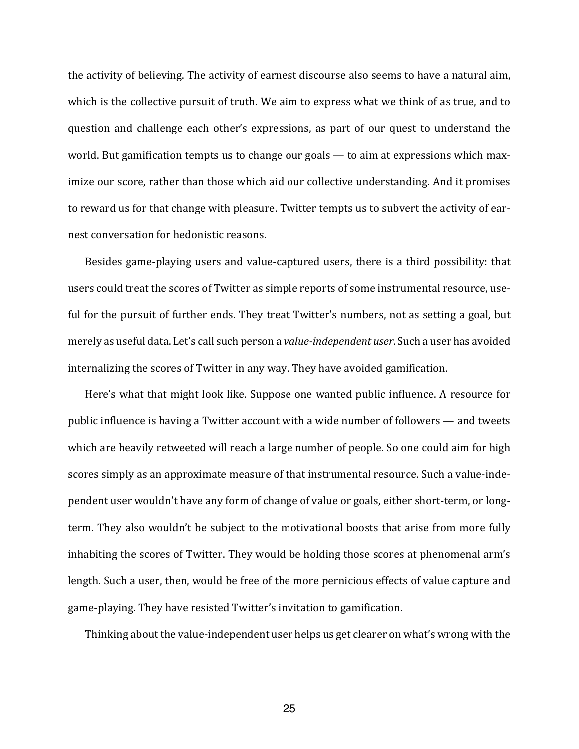the activity of believing. The activity of earnest discourse also seems to have a natural aim, which is the collective pursuit of truth. We aim to express what we think of as true, and to question and challenge each other's expressions, as part of our quest to understand the world. But gamification tempts us to change our goals — to aim at expressions which maximize our score, rather than those which aid our collective understanding. And it promises to reward us for that change with pleasure. Twitter tempts us to subvert the activity of earnest conversation for hedonistic reasons.

Besides game-playing users and value-captured users, there is a third possibility: that users could treat the scores of Twitter as simple reports of some instrumental resource, useful for the pursuit of further ends. They treat Twitter's numbers, not as setting a goal, but merely as useful data. Let's call such person a *value-independent user*. Such a user has avoided internalizing the scores of Twitter in any way. They have avoided gamification.

Here's what that might look like. Suppose one wanted public influence. A resource for public influence is having a Twitter account with a wide number of followers — and tweets which are heavily retweeted will reach a large number of people. So one could aim for high scores simply as an approximate measure of that instrumental resource. Such a value-independent user wouldn't have any form of change of value or goals, either short-term, or long-term. They also wouldn't be subject to the motivational boosts that arise from more fully inhabiting the scores of Twitter. They would be holding those scores at phenomenal arm's length. Such a user, then, would be free of the more pernicious effects of value capture and game-playing. They have resisted Twitter's invitation to gamification.

Thinking about the value-independent user helps us get clearer on what's wrong with the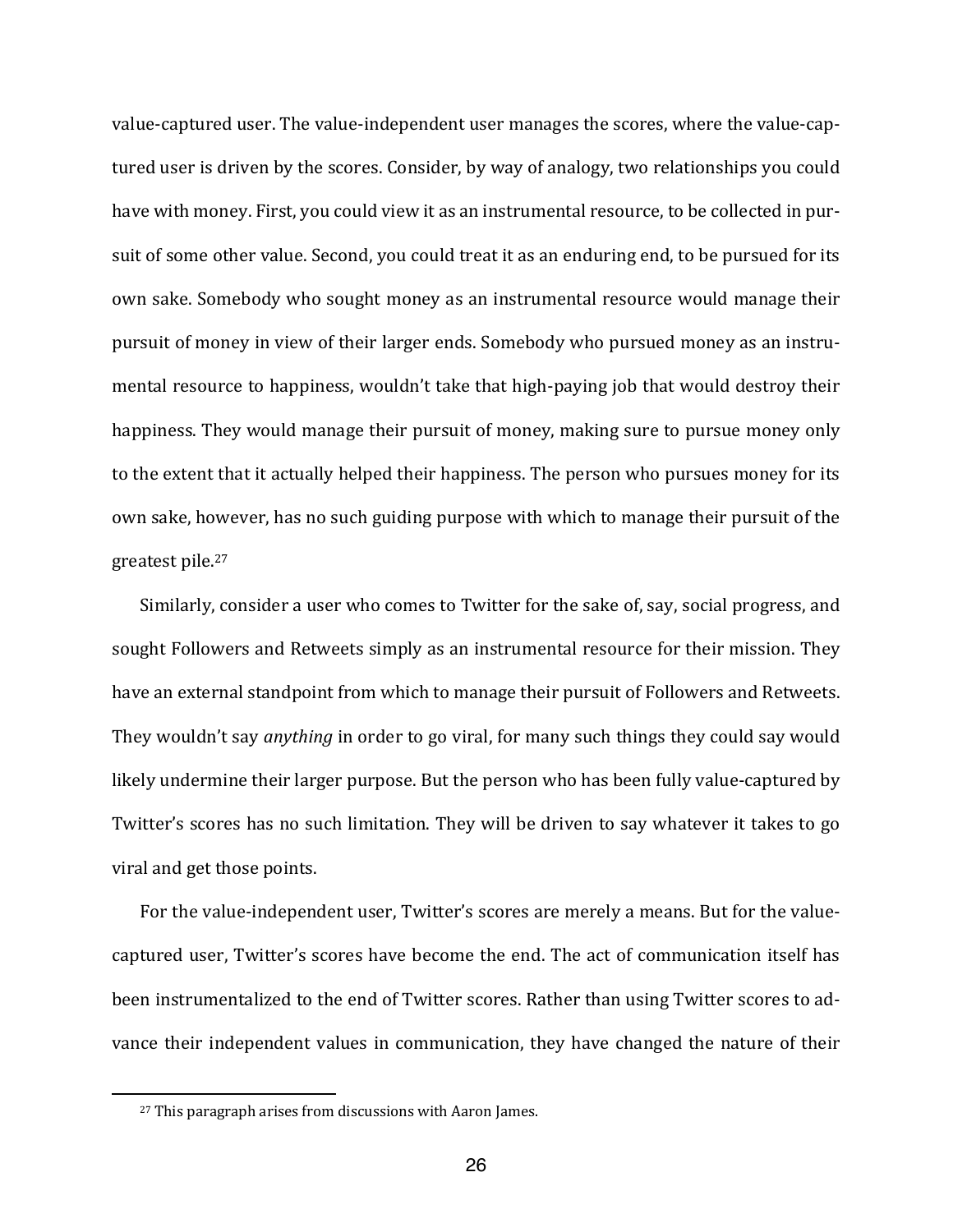value-captured user. The value-independent user manages the scores, where the value-captured user is driven by the scores. Consider, by way of analogy, two relationships you could have with money. First, you could view it as an instrumental resource, to be collected in pursuit of some other value. Second, you could treat it as an enduring end, to be pursued for its own sake. Somebody who sought money as an instrumental resource would manage their pursuit of money in view of their larger ends. Somebody who pursued money as an instrumental resource to happiness, wouldn't take that high-paying job that would destroy their happiness. They would manage their pursuit of money, making sure to pursue money only to the extent that it actually helped their happiness. The person who pursues money for its own sake, however, has no such guiding purpose with which to manage their pursuit of the greatest pile.[27]

Similarly, consider a user who comes to Twitter for the sake of, say, social progress, and sought Followers and Retweets simply as an instrumental resource for their mission. They have an external standpoint from which to manage their pursuit of Followers and Retweets. They wouldn't say *anything* in order to go viral, for many such things they could say would likely undermine their larger purpose. But the person who has been fully value-captured by Twitter's scores has no such limitation. They will be driven to say whatever it takes to go viral and get those points.

For the value-independent user, Twitter's scores are merely a means. But for the value-captured user, Twitter's scores have become the end. The act of communication itself has been instrumentalized to the end of Twitter scores. Rather than using Twitter scores to advance their independent values in communication, they have changed the nature of their

[27] This paragraph arises from discussions with Aaron James.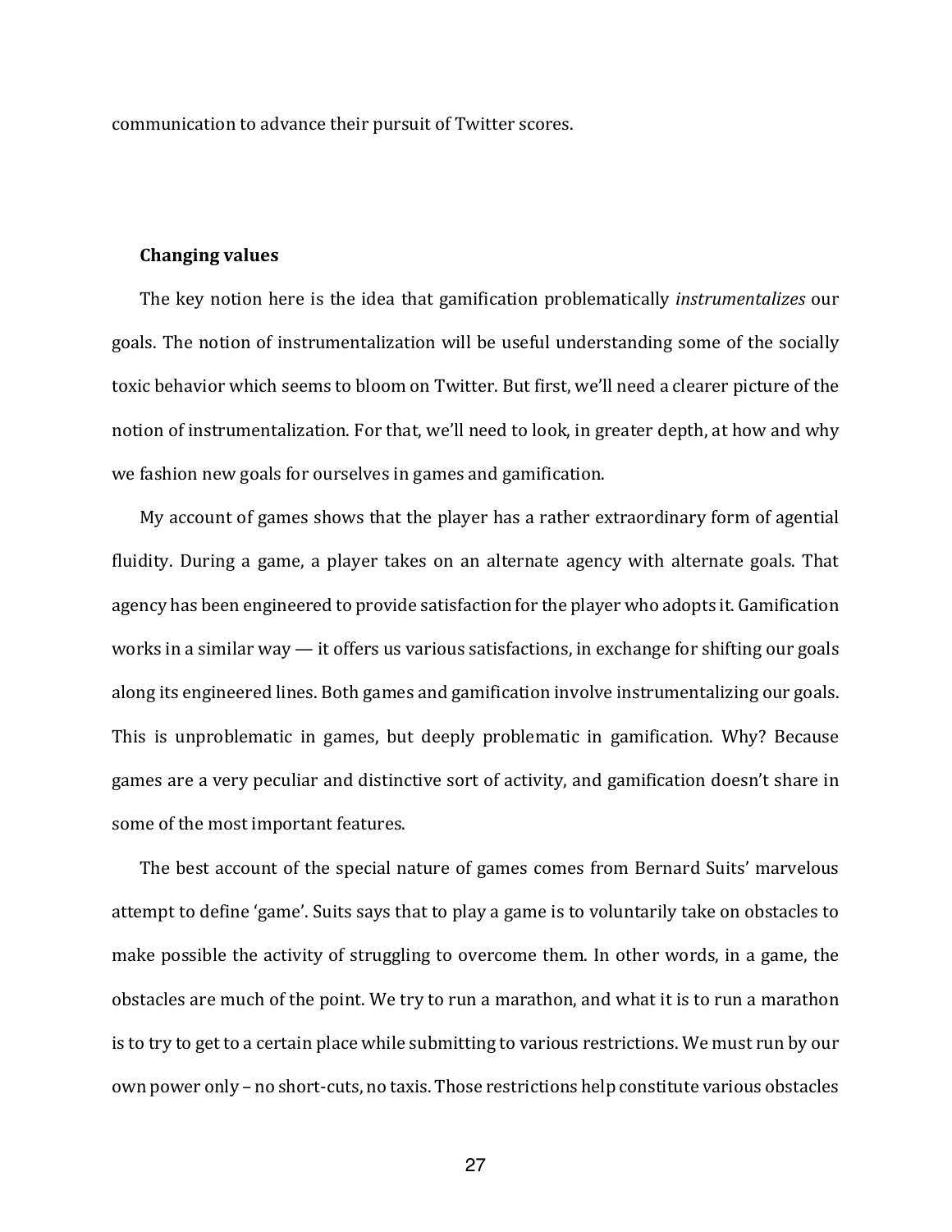communication to advance their pursuit of Twitter scores.

### Changing values

The key notion here is the idea that gamification problematically *instrumentalizes* our goals. The notion of instrumentalization will be useful understanding some of the socially toxic behavior which seems to bloom on Twitter. But first, we'll need a clearer picture of the notion of instrumentalization. For that, we'll need to look, in greater depth, at how and why we fashion new goals for ourselves in games and gamification.

My account of games shows that the player has a rather extraordinary form of agential fluidity. During a game, a player takes on an alternate agency with alternate goals. That agency has been engineered to provide satisfaction for the player who adopts it. Gamification works in a similar way — it offers us various satisfactions, in exchange for shifting our goals along its engineered lines. Both games and gamification involve instrumentalizing our goals. This is unproblematic in games, but deeply problematic in gamification. Why? Because games are a very peculiar and distinctive sort of activity, and gamification doesn't share in some of the most important features.

The best account of the special nature of games comes from Bernard Suits' marvelous attempt to define 'game'. Suits says that to play a game is to voluntarily take on obstacles to make possible the activity of struggling to overcome them. In other words, in a game, the obstacles are much of the point. We try to run a marathon, and what it is to run a marathon is to try to get to a certain place while submitting to various restrictions. We must run by our own power only – no short-cuts, no taxis. Those restrictions help constitute various obstacles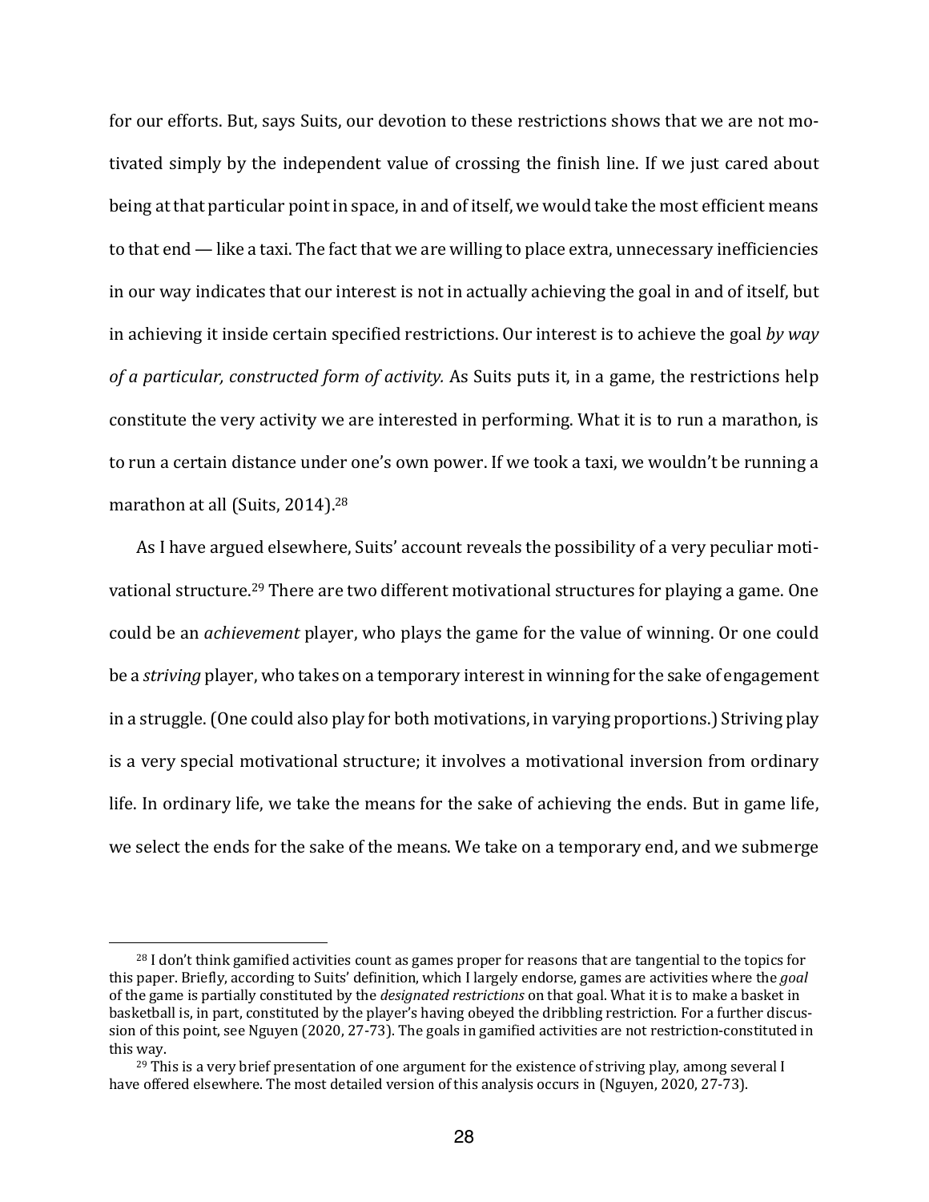for our efforts. But, says Suits, our devotion to these restrictions shows that we are not motivated simply by the independent value of crossing the finish line. If we just cared about being at that particular point in space, in and of itself, we would take the most efficient means to that end — like a taxi. The fact that we are willing to place extra, unnecessary inefficiencies in our way indicates that our interest is not in actually achieving the goal in and of itself, but in achieving it inside certain specified restrictions. Our interest is to achieve the goal *by way of a particular, constructed form of activity.* As Suits puts it, in a game, the restrictions help constitute the very activity we are interested in performing. What it is to run a marathon, is to run a certain distance under one's own power. If we took a taxi, we wouldn't be running a marathon at all (Suits, 2014).[28]

As I have argued elsewhere, Suits' account reveals the possibility of a very peculiar motivational structure.[29] There are two different motivational structures for playing a game. One could be an *achievement* player, who plays the game for the value of winning. Or one could be a *striving* player, who takes on a temporary interest in winning for the sake of engagement in a struggle. (One could also play for both motivations, in varying proportions.) Striving play is a very special motivational structure; it involves a motivational inversion from ordinary life. In ordinary life, we take the means for the sake of achieving the ends. But in game life, we select the ends for the sake of the means. We take on a temporary end, and we submerge

---

[28] I don't think gamified activities count as games proper for reasons that are tangential to the topics for this paper. Briefly, according to Suits' definition, which I largely endorse, games are activities where the *goal* of the game is partially constituted by the *designated restrictions* on that goal. What it is to make a basket in basketball is, in part, constituted by the player's having obeyed the dribbling restriction. For a further discussion of this point, see Nguyen (2020, 27-73). The goals in gamified activities are not restriction-constituted in this way.

[29] This is a very brief presentation of one argument for the existence of striving play, among several I have offered elsewhere. The most detailed version of this analysis occurs in (Nguyen, 2020, 27-73).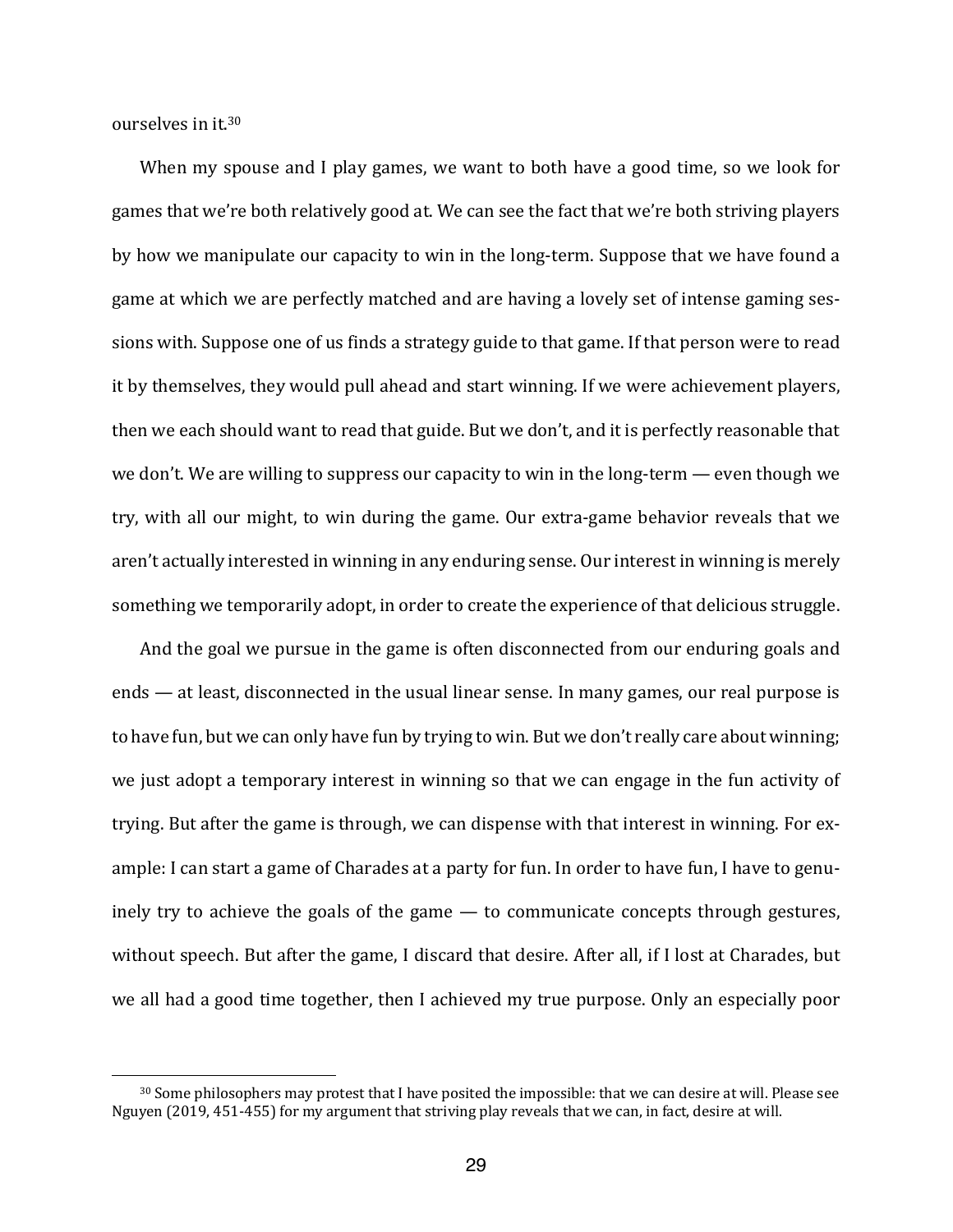ourselves in it.[30]

When my spouse and I play games, we want to both have a good time, so we look for games that we're both relatively good at. We can see the fact that we're both striving players by how we manipulate our capacity to win in the long-term. Suppose that we have found a game at which we are perfectly matched and are having a lovely set of intense gaming sessions with. Suppose one of us finds a strategy guide to that game. If that person were to read it by themselves, they would pull ahead and start winning. If we were achievement players, then we each should want to read that guide. But we don't, and it is perfectly reasonable that we don't. We are willing to suppress our capacity to win in the long-term — even though we try, with all our might, to win during the game. Our extra-game behavior reveals that we aren't actually interested in winning in any enduring sense. Our interest in winning is merely something we temporarily adopt, in order to create the experience of that delicious struggle.

And the goal we pursue in the game is often disconnected from our enduring goals and ends — at least, disconnected in the usual linear sense. In many games, our real purpose is to have fun, but we can only have fun by trying to win. But we don't really care about winning; we just adopt a temporary interest in winning so that we can engage in the fun activity of trying. But after the game is through, we can dispense with that interest in winning. For example: I can start a game of Charades at a party for fun. In order to have fun, I have to genuinely try to achieve the goals of the game — to communicate concepts through gestures, without speech. But after the game, I discard that desire. After all, if I lost at Charades, but we all had a good time together, then I achieved my true purpose. Only an especially poor

[30] Some philosophers may protest that I have posited the impossible: that we can desire at will. Please see Nguyen (2019, 451-455) for my argument that striving play reveals that we can, in fact, desire at will.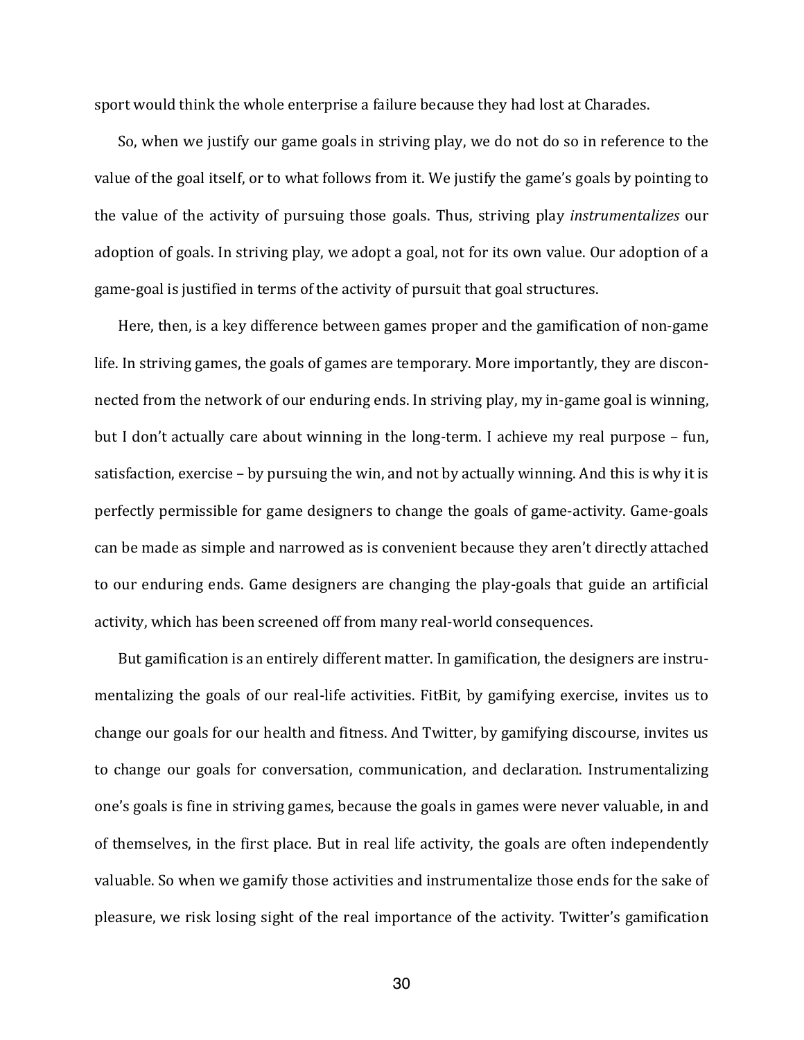sport would think the whole enterprise a failure because they had lost at Charades.

So, when we justify our game goals in striving play, we do not do so in reference to the value of the goal itself, or to what follows from it. We justify the game's goals by pointing to the value of the activity of pursuing those goals. Thus, striving play *instrumentalizes* our adoption of goals. In striving play, we adopt a goal, not for its own value. Our adoption of a game-goal is justified in terms of the activity of pursuit that goal structures.

Here, then, is a key difference between games proper and the gamification of non-game life. In striving games, the goals of games are temporary. More importantly, they are disconnected from the network of our enduring ends. In striving play, my in-game goal is winning, but I don't actually care about winning in the long-term. I achieve my real purpose – fun, satisfaction, exercise – by pursuing the win, and not by actually winning. And this is why it is perfectly permissible for game designers to change the goals of game-activity. Game-goals can be made as simple and narrowed as is convenient because they aren't directly attached to our enduring ends. Game designers are changing the play-goals that guide an artificial activity, which has been screened off from many real-world consequences.

But gamification is an entirely different matter. In gamification, the designers are instrumentalizing the goals of our real-life activities. FitBit, by gamifying exercise, invites us to change our goals for our health and fitness. And Twitter, by gamifying discourse, invites us to change our goals for conversation, communication, and declaration. Instrumentalizing one's goals is fine in striving games, because the goals in games were never valuable, in and of themselves, in the first place. But in real life activity, the goals are often independently valuable. So when we gamify those activities and instrumentalize those ends for the sake of pleasure, we risk losing sight of the real importance of the activity. Twitter's gamification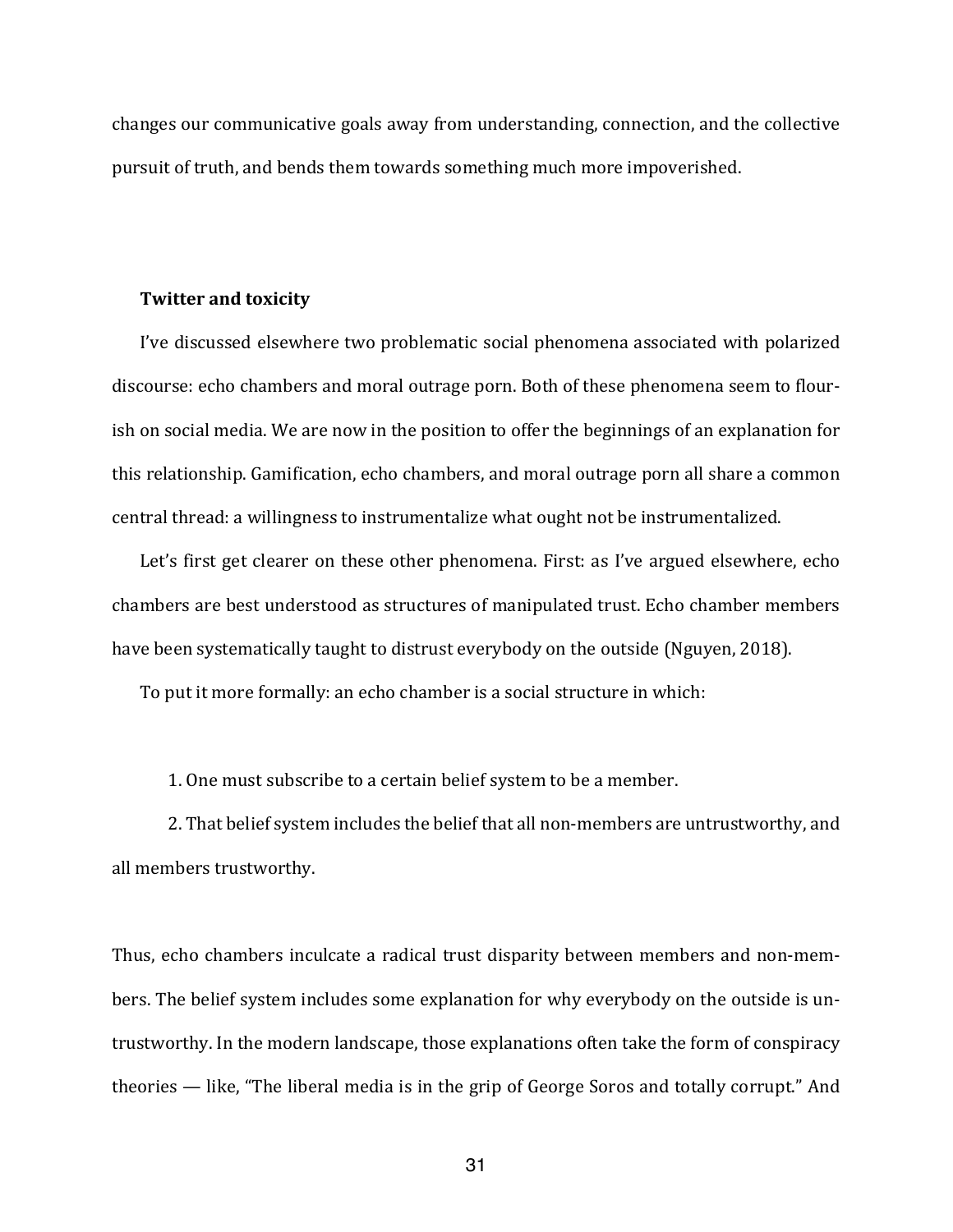changes our communicative goals away from understanding, connection, and the collective pursuit of truth, and bends them towards something much more impoverished.

### Twitter and toxicity

I've discussed elsewhere two problematic social phenomena associated with polarized discourse: echo chambers and moral outrage porn. Both of these phenomena seem to flourish on social media. We are now in the position to offer the beginnings of an explanation for this relationship. Gamification, echo chambers, and moral outrage porn all share a common central thread: a willingness to instrumentalize what ought not be instrumentalized.

Let's first get clearer on these other phenomena. First: as I've argued elsewhere, echo chambers are best understood as structures of manipulated trust. Echo chamber members have been systematically taught to distrust everybody on the outside (Nguyen, 2018).

To put it more formally: an echo chamber is a social structure in which:

1. One must subscribe to a certain belief system to be a member.
2. That belief system includes the belief that all non-members are untrustworthy, and all members trustworthy.

Thus, echo chambers inculcate a radical trust disparity between members and non-members. The belief system includes some explanation for why everybody on the outside is untrustworthy. In the modern landscape, those explanations often take the form of conspiracy theories — like, "The liberal media is in the grip of George Soros and totally corrupt." And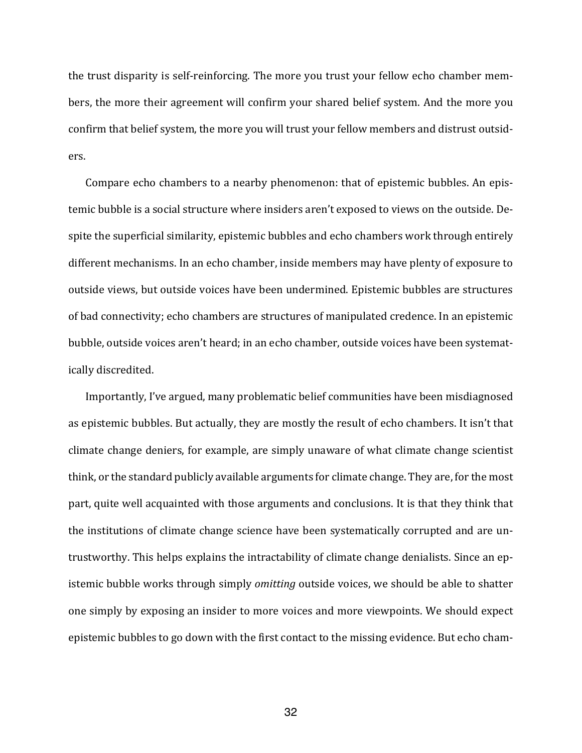the trust disparity is self-reinforcing. The more you trust your fellow echo chamber members, the more their agreement will confirm your shared belief system. And the more you confirm that belief system, the more you will trust your fellow members and distrust outsiders.

Compare echo chambers to a nearby phenomenon: that of epistemic bubbles. An epistemic bubble is a social structure where insiders aren't exposed to views on the outside. Despite the superficial similarity, epistemic bubbles and echo chambers work through entirely different mechanisms. In an echo chamber, inside members may have plenty of exposure to outside views, but outside voices have been undermined. Epistemic bubbles are structures of bad connectivity; echo chambers are structures of manipulated credence. In an epistemic bubble, outside voices aren't heard; in an echo chamber, outside voices have been systematically discredited.

Importantly, I've argued, many problematic belief communities have been misdiagnosed as epistemic bubbles. But actually, they are mostly the result of echo chambers. It isn't that climate change deniers, for example, are simply unaware of what climate change scientist think, or the standard publicly available arguments for climate change. They are, for the most part, quite well acquainted with those arguments and conclusions. It is that they think that the institutions of climate change science have been systematically corrupted and are untrustworthy. This helps explains the intractability of climate change denialists. Since an epistemic bubble works through simply *omitting* outside voices, we should be able to shatter one simply by exposing an insider to more voices and more viewpoints. We should expect epistemic bubbles to go down with the first contact to the missing evidence. But echo cham-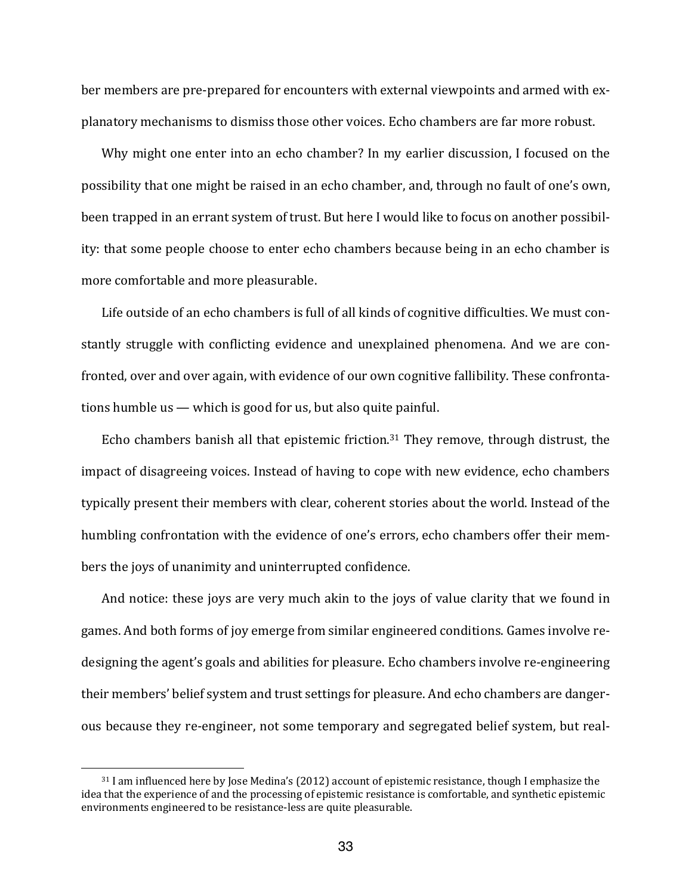ber members are pre-prepared for encounters with external viewpoints and armed with explanatory mechanisms to dismiss those other voices. Echo chambers are far more robust.

Why might one enter into an echo chamber? In my earlier discussion, I focused on the possibility that one might be raised in an echo chamber, and, through no fault of one's own, been trapped in an errant system of trust. But here I would like to focus on another possibility: that some people choose to enter echo chambers because being in an echo chamber is more comfortable and more pleasurable.

Life outside of an echo chambers is full of all kinds of cognitive difficulties. We must constantly struggle with conflicting evidence and unexplained phenomena. And we are confronted, over and over again, with evidence of our own cognitive fallibility. These confrontations humble us — which is good for us, but also quite painful.

Echo chambers banish all that epistemic friction.[31] They remove, through distrust, the impact of disagreeing voices. Instead of having to cope with new evidence, echo chambers typically present their members with clear, coherent stories about the world. Instead of the humbling confrontation with the evidence of one's errors, echo chambers offer their members the joys of unanimity and uninterrupted confidence.

And notice: these joys are very much akin to the joys of value clarity that we found in games. And both forms of joy emerge from similar engineered conditions. Games involve re-designing the agent's goals and abilities for pleasure. Echo chambers involve re-engineering their members' belief system and trust settings for pleasure. And echo chambers are dangerous because they re-engineer, not some temporary and segregated belief system, but real-

[31] I am influenced here by Jose Medina's (2012) account of epistemic resistance, though I emphasize the idea that the experience of and the processing of epistemic resistance is comfortable, and synthetic epistemic environments engineered to be resistance-less are quite pleasurable.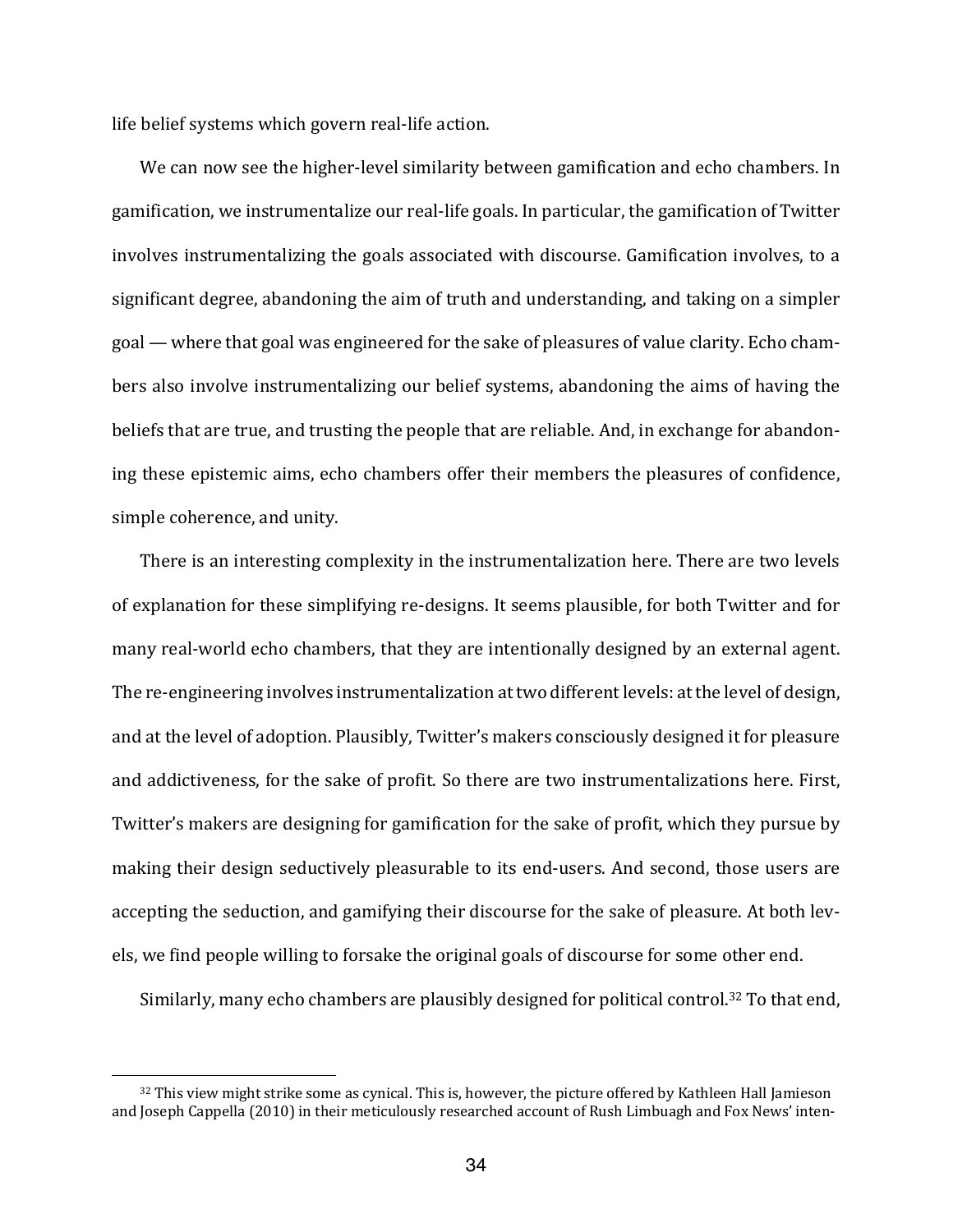life belief systems which govern real-life action.

We can now see the higher-level similarity between gamification and echo chambers. In gamification, we instrumentalize our real-life goals. In particular, the gamification of Twitter involves instrumentalizing the goals associated with discourse. Gamification involves, to a significant degree, abandoning the aim of truth and understanding, and taking on a simpler goal — where that goal was engineered for the sake of pleasures of value clarity. Echo chambers also involve instrumentalizing our belief systems, abandoning the aims of having the beliefs that are true, and trusting the people that are reliable. And, in exchange for abandoning these epistemic aims, echo chambers offer their members the pleasures of confidence, simple coherence, and unity.

There is an interesting complexity in the instrumentalization here. There are two levels of explanation for these simplifying re-designs. It seems plausible, for both Twitter and for many real-world echo chambers, that they are intentionally designed by an external agent. The re-engineering involves instrumentalization at two different levels: at the level of design, and at the level of adoption. Plausibly, Twitter's makers consciously designed it for pleasure and addictiveness, for the sake of profit. So there are two instrumentalizations here. First, Twitter's makers are designing for gamification for the sake of profit, which they pursue by making their design seductively pleasurable to its end-users. And second, those users are accepting the seduction, and gamifying their discourse for the sake of pleasure. At both levels, we find people willing to forsake the original goals of discourse for some other end.

Similarly, many echo chambers are plausibly designed for political control.[32] To that end,

[32] This view might strike some as cynical. This is, however, the picture offered by Kathleen Hall Jamieson and Joseph Cappella (2010) in their meticulously researched account of Rush Limbaugh and Fox News' inten-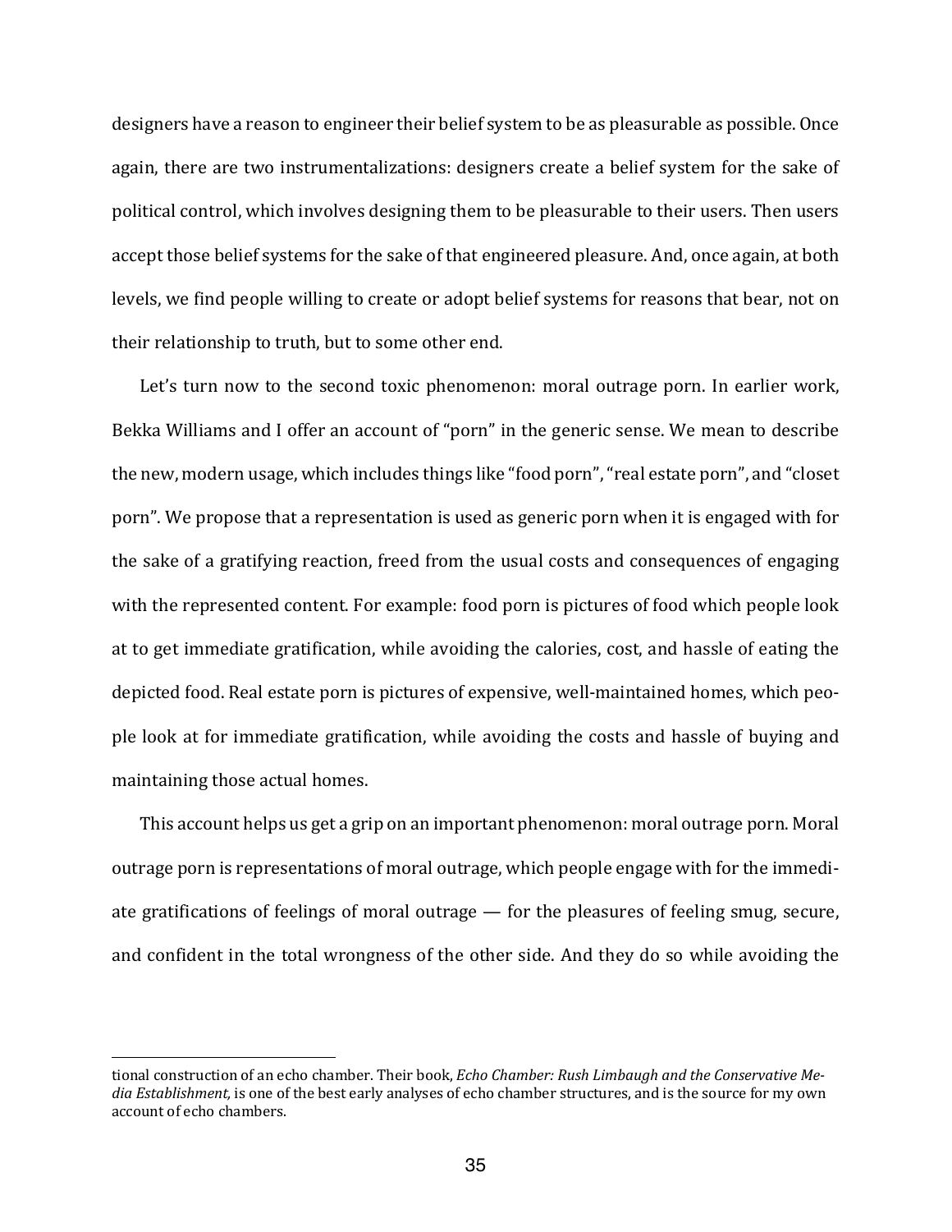designers have a reason to engineer their belief system to be as pleasurable as possible. Once again, there are two instrumentalizations: designers create a belief system for the sake of political control, which involves designing them to be pleasurable to their users. Then users accept those belief systems for the sake of that engineered pleasure. And, once again, at both levels, we find people willing to create or adopt belief systems for reasons that bear, not on their relationship to truth, but to some other end.

Let's turn now to the second toxic phenomenon: moral outrage porn. In earlier work, Bekka Williams and I offer an account of "porn" in the generic sense. We mean to describe the new, modern usage, which includes things like "food porn", "real estate porn", and "closet porn". We propose that a representation is used as generic porn when it is engaged with for the sake of a gratifying reaction, freed from the usual costs and consequences of engaging with the represented content. For example: food porn is pictures of food which people look at to get immediate gratification, while avoiding the calories, cost, and hassle of eating the depicted food. Real estate porn is pictures of expensive, well-maintained homes, which people look at for immediate gratification, while avoiding the costs and hassle of buying and maintaining those actual homes.

This account helps us get a grip on an important phenomenon: moral outrage porn. Moral outrage porn is representations of moral outrage, which people engage with for the immediate gratifications of feelings of moral outrage — for the pleasures of feeling smug, secure, and confident in the total wrongness of the other side. And they do so while avoiding the

---

tional construction of an echo chamber. Their book, *Echo Chamber: Rush Limbaugh and the Conservative Media Establishment,* is one of the best early analyses of echo chamber structures, and is the source for my own account of echo chambers.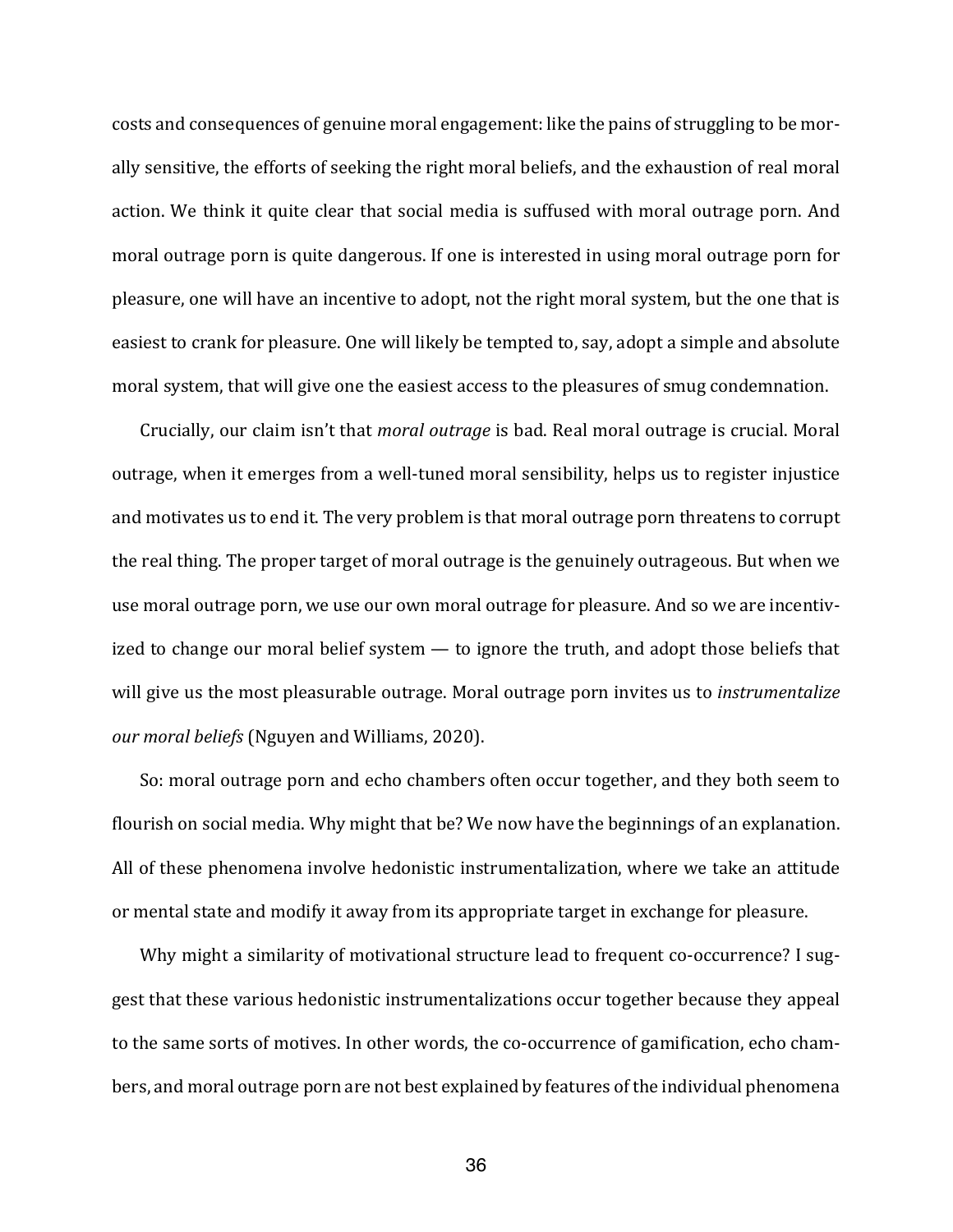costs and consequences of genuine moral engagement: like the pains of struggling to be morally sensitive, the efforts of seeking the right moral beliefs, and the exhaustion of real moral action. We think it quite clear that social media is suffused with moral outrage porn. And moral outrage porn is quite dangerous. If one is interested in using moral outrage porn for pleasure, one will have an incentive to adopt, not the right moral system, but the one that is easiest to crank for pleasure. One will likely be tempted to, say, adopt a simple and absolute moral system, that will give one the easiest access to the pleasures of smug condemnation.

Crucially, our claim isn't that *moral outrage* is bad. Real moral outrage is crucial. Moral outrage, when it emerges from a well-tuned moral sensibility, helps us to register injustice and motivates us to end it. The very problem is that moral outrage porn threatens to corrupt the real thing. The proper target of moral outrage is the genuinely outrageous. But when we use moral outrage porn, we use our own moral outrage for pleasure. And so we are incentivized to change our moral belief system — to ignore the truth, and adopt those beliefs that will give us the most pleasurable outrage. Moral outrage porn invites us to *instrumentalize our moral beliefs* (Nguyen and Williams, 2020).

So: moral outrage porn and echo chambers often occur together, and they both seem to flourish on social media. Why might that be? We now have the beginnings of an explanation. All of these phenomena involve hedonistic instrumentalization, where we take an attitude or mental state and modify it away from its appropriate target in exchange for pleasure.

Why might a similarity of motivational structure lead to frequent co-occurrence? I suggest that these various hedonistic instrumentalizations occur together because they appeal to the same sorts of motives. In other words, the co-occurrence of gamification, echo chambers, and moral outrage porn are not best explained by features of the individual phenomena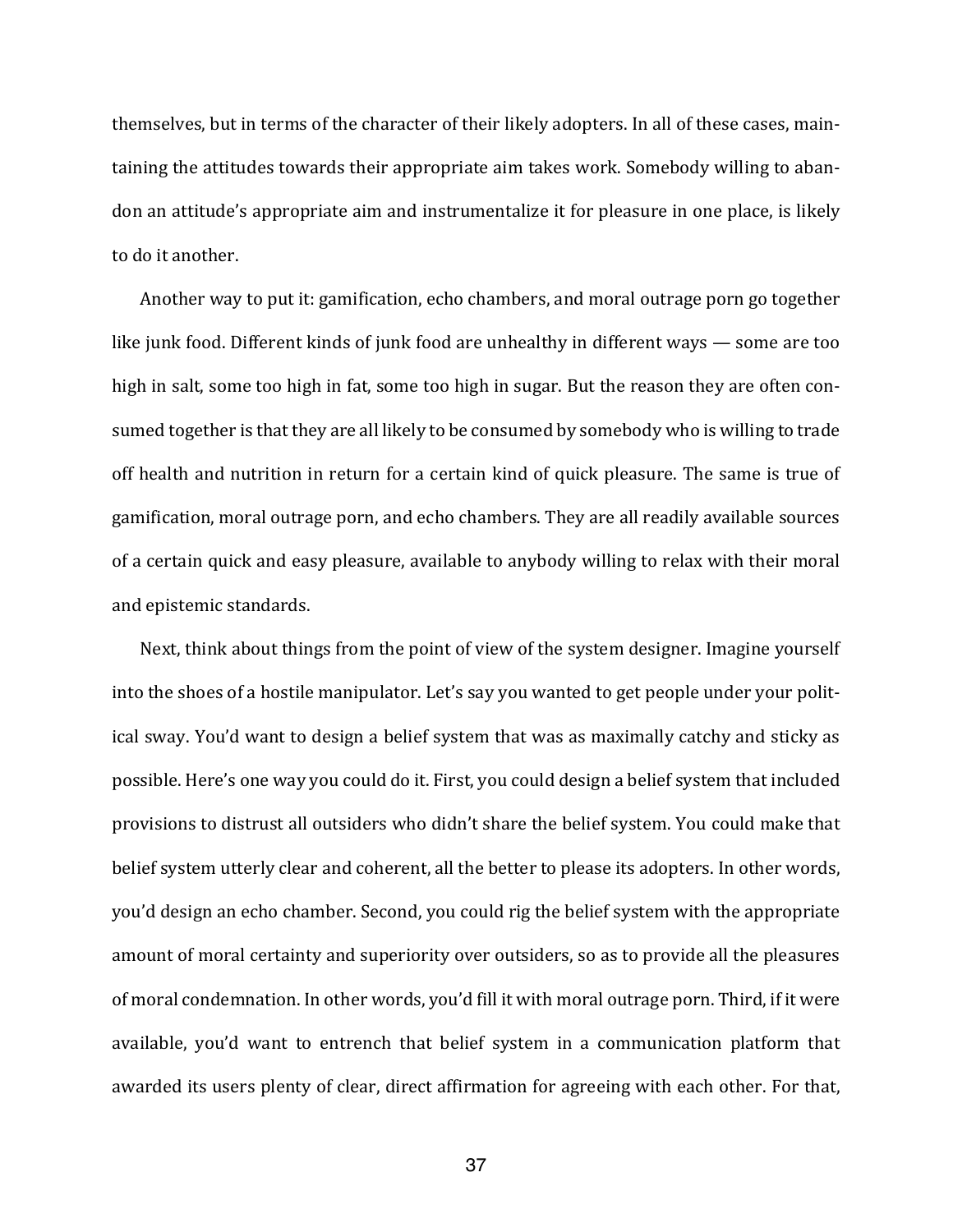themselves, but in terms of the character of their likely adopters. In all of these cases, maintaining the attitudes towards their appropriate aim takes work. Somebody willing to abandon an attitude's appropriate aim and instrumentalize it for pleasure in one place, is likely to do it another.

Another way to put it: gamification, echo chambers, and moral outrage porn go together like junk food. Different kinds of junk food are unhealthy in different ways — some are too high in salt, some too high in fat, some too high in sugar. But the reason they are often consumed together is that they are all likely to be consumed by somebody who is willing to trade off health and nutrition in return for a certain kind of quick pleasure. The same is true of gamification, moral outrage porn, and echo chambers. They are all readily available sources of a certain quick and easy pleasure, available to anybody willing to relax with their moral and epistemic standards.

Next, think about things from the point of view of the system designer. Imagine yourself into the shoes of a hostile manipulator. Let's say you wanted to get people under your political sway. You'd want to design a belief system that was as maximally catchy and sticky as possible. Here's one way you could do it. First, you could design a belief system that included provisions to distrust all outsiders who didn't share the belief system. You could make that belief system utterly clear and coherent, all the better to please its adopters. In other words, you'd design an echo chamber. Second, you could rig the belief system with the appropriate amount of moral certainty and superiority over outsiders, so as to provide all the pleasures of moral condemnation. In other words, you'd fill it with moral outrage porn. Third, if it were available, you'd want to entrench that belief system in a communication platform that awarded its users plenty of clear, direct affirmation for agreeing with each other. For that,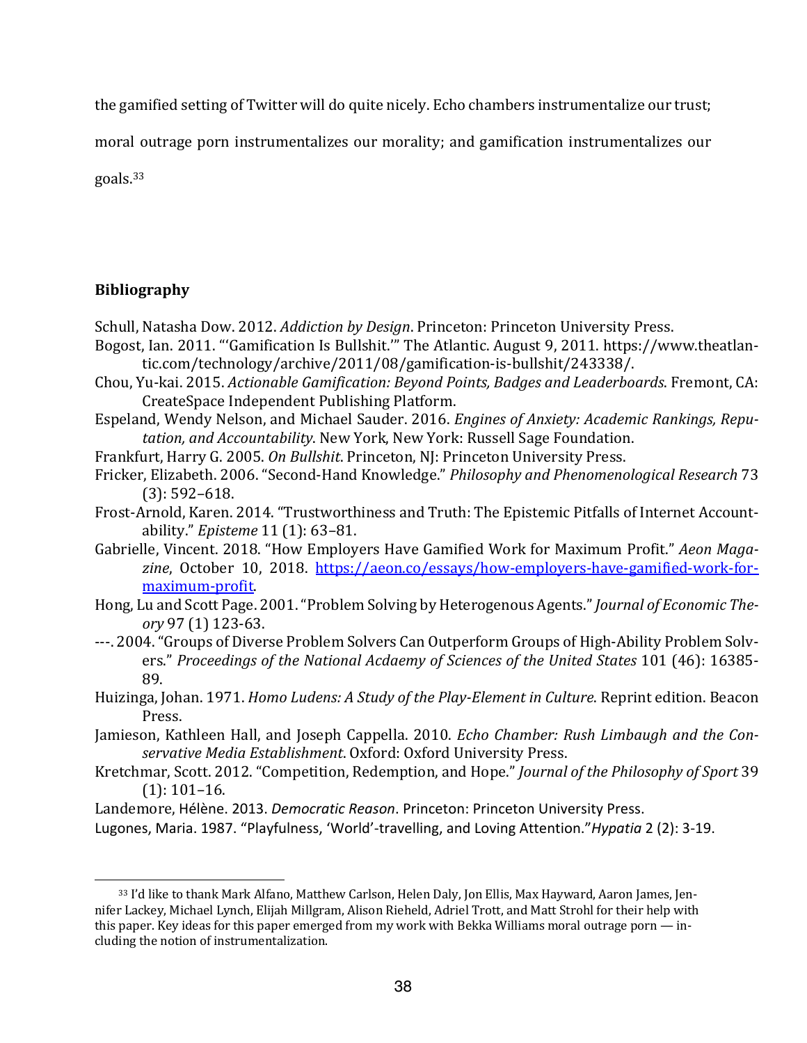the gamified setting of Twitter will do quite nicely. Echo chambers instrumentalize our trust; moral outrage porn instrumentalizes our morality; and gamification instrumentalizes our goals.[33]

## Bibliography

Schull, Natasha Dow. 2012. *Addiction by Design*. Princeton: Princeton University Press.

Bogost, Ian. 2011. "'Gamification Is Bullshit.'" The Atlantic. August 9, 2011. https://www.theatlantic.com/technology/archive/2011/08/gamification-is-bullshit/243338/.

Chou, Yu-kai. 2015. *Actionable Gamification: Beyond Points, Badges and Leaderboards*. Fremont, CA: CreateSpace Independent Publishing Platform.

Espeland, Wendy Nelson, and Michael Sauder. 2016. *Engines of Anxiety: Academic Rankings, Reputation, and Accountability*. New York, New York: Russell Sage Foundation.

Frankfurt, Harry G. 2005. *On Bullshit*. Princeton, NJ: Princeton University Press.

Fricker, Elizabeth. 2006. "Second-Hand Knowledge." *Philosophy and Phenomenological Research* 73 (3): 592–618.

Frost-Arnold, Karen. 2014. "Trustworthiness and Truth: The Epistemic Pitfalls of Internet Accountability." *Episteme* 11 (1): 63–81.

Gabrielle, Vincent. 2018. "How Employers Have Gamified Work for Maximum Profit." *Aeon Magazine*, October 10, 2018. https://aeon.co/essays/how-employers-have-gamified-work-for-maximum-profit.

Hong, Lu and Scott Page. 2001. "Problem Solving by Heterogenous Agents." *Journal of Economic Theory* 97 (1) 123-63.

---. 2004. "Groups of Diverse Problem Solvers Can Outperform Groups of High-Ability Problem Solvers." *Proceedings of the National Acdaemy of Sciences of the United States* 101 (46): 16385-89.

Huizinga, Johan. 1971. *Homo Ludens: A Study of the Play-Element in Culture*. Reprint edition. Beacon Press.

Jamieson, Kathleen Hall, and Joseph Cappella. 2010. *Echo Chamber: Rush Limbaugh and the Conservative Media Establishment*. Oxford: Oxford University Press.

Kretchmar, Scott. 2012. "Competition, Redemption, and Hope." *Journal of the Philosophy of Sport* 39 (1): 101–16.

Landemore, Hélène. 2013. *Democratic Reason*. Princeton: Princeton University Press.

Lugones, Maria. 1987. "Playfulness, 'World'-travelling, and Loving Attention." *Hypatia* 2 (2): 3-19.

[33] I'd like to thank Mark Alfano, Matthew Carlson, Helen Daly, Jon Ellis, Max Hayward, Aaron James, Jennifer Lackey, Michael Lynch, Elijah Millgram, Alison Rieheld, Adriel Trott, and Matt Strohl for their help with this paper. Key ideas for this paper emerged from my work with Bekka Williams moral outrage porn — including the notion of instrumentalization.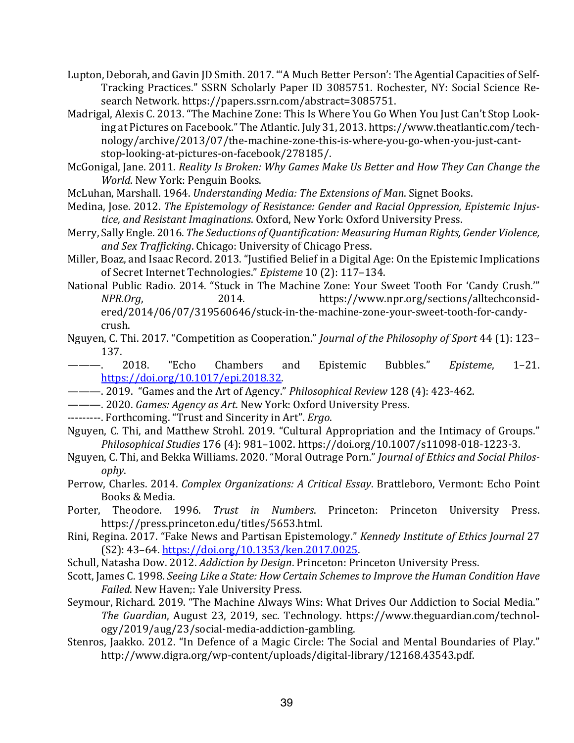Lupton, Deborah, and Gavin JD Smith. 2017. "'A Much Better Person': The Agential Capacities of Self-Tracking Practices." SSRN Scholarly Paper ID 3085751. Rochester, NY: Social Science Research Network. https://papers.ssrn.com/abstract=3085751.

Madrigal, Alexis C. 2013. "The Machine Zone: This Is Where You Go When You Just Can't Stop Looking at Pictures on Facebook." The Atlantic. July 31, 2013. https://www.theatlantic.com/technology/archive/2013/07/the-machine-zone-this-is-where-you-go-when-you-just-cant-stop-looking-at-pictures-on-facebook/278185/.

McGonigal, Jane. 2011. *Reality Is Broken: Why Games Make Us Better and How They Can Change the World*. New York: Penguin Books.

McLuhan, Marshall. 1964. *Understanding Media: The Extensions of Man*. Signet Books.

Medina, Jose. 2012. *The Epistemology of Resistance: Gender and Racial Oppression, Epistemic Injustice, and Resistant Imaginations*. Oxford, New York: Oxford University Press.

Merry, Sally Engle. 2016. *The Seductions of Quantification: Measuring Human Rights, Gender Violence, and Sex Trafficking*. Chicago: University of Chicago Press.

Miller, Boaz, and Isaac Record. 2013. "Justified Belief in a Digital Age: On the Epistemic Implications of Secret Internet Technologies." *Episteme* 10 (2): 117–134.

National Public Radio. 2014. "Stuck in The Machine Zone: Your Sweet Tooth For 'Candy Crush.'" *NPR.Org*, 2014. https://www.npr.org/sections/alltechconsidered/2014/06/07/319560646/stuck-in-the-machine-zone-your-sweet-tooth-for-candy-crush.

Nguyen, C. Thi. 2017. "Competition as Cooperation." *Journal of the Philosophy of Sport* 44 (1): 123–137.

———. 2018. "Echo Chambers and Epistemic Bubbles." *Episteme*, 1–21. https://doi.org/10.1017/epi.2018.32.

———. 2019. "Games and the Art of Agency." *Philosophical Review* 128 (4): 423-462.

———. 2020. *Games: Agency as Art*. New York: Oxford University Press.

---------. Forthcoming. "Trust and Sincerity in Art". *Ergo*.

Nguyen, C. Thi, and Matthew Strohl. 2019. "Cultural Appropriation and the Intimacy of Groups." *Philosophical Studies* 176 (4): 981–1002. https://doi.org/10.1007/s11098-018-1223-3.

Nguyen, C. Thi, and Bekka Williams. 2020. "Moral Outrage Porn." *Journal of Ethics and Social Philosophy*.

Perrow, Charles. 2014. *Complex Organizations: A Critical Essay*. Brattleboro, Vermont: Echo Point Books & Media.

Porter, Theodore. 1996. *Trust in Numbers*. Princeton: Princeton University Press. https://press.princeton.edu/titles/5653.html.

Rini, Regina. 2017. "Fake News and Partisan Epistemology." *Kennedy Institute of Ethics Journal* 27 (S2): 43–64. https://doi.org/10.1353/ken.2017.0025.

Schull, Natasha Dow. 2012. *Addiction by Design*. Princeton: Princeton University Press.

Scott, James C. 1998. *Seeing Like a State: How Certain Schemes to Improve the Human Condition Have Failed*. New Haven;: Yale University Press.

Seymour, Richard. 2019. "The Machine Always Wins: What Drives Our Addiction to Social Media." *The Guardian*, August 23, 2019, sec. Technology. https://www.theguardian.com/technology/2019/aug/23/social-media-addiction-gambling.

Stenros, Jaakko. 2012. "In Defence of a Magic Circle: The Social and Mental Boundaries of Play." http://www.digra.org/wp-content/uploads/digital-library/12168.43543.pdf.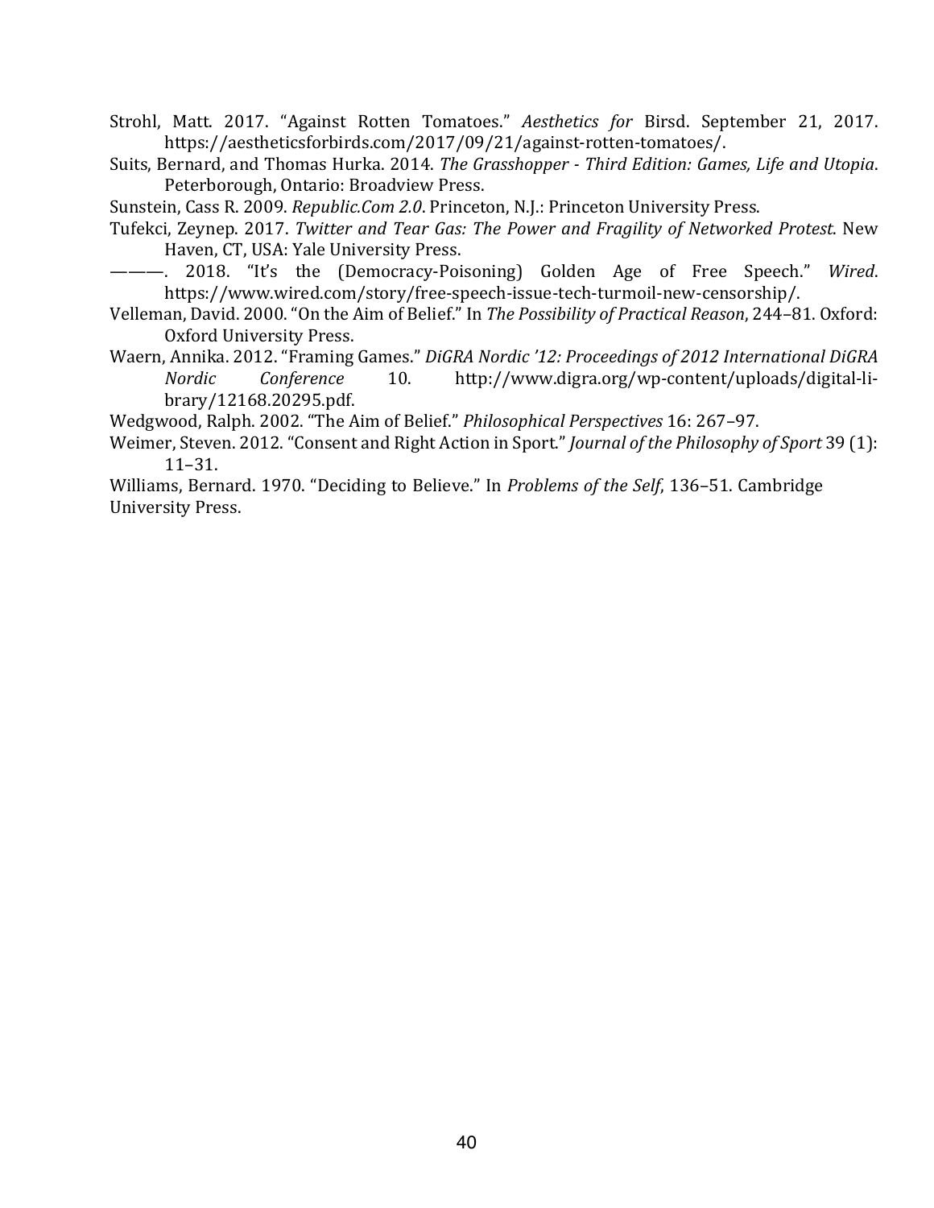Strohl, Matt. 2017. "Against Rotten Tomatoes." *Aesthetics for* Birsd. September 21, 2017. https://aestheticsforbirds.com/2017/09/21/against-rotten-tomatoes/.

Suits, Bernard, and Thomas Hurka. 2014. *The Grasshopper - Third Edition: Games, Life and Utopia*. Peterborough, Ontario: Broadview Press.

Sunstein, Cass R. 2009. *Republic.Com 2.0*. Princeton, N.J.: Princeton University Press.

Tufekci, Zeynep. 2017. *Twitter and Tear Gas: The Power and Fragility of Networked Protest*. New Haven, CT, USA: Yale University Press.

———. 2018. "It's the (Democracy-Poisoning) Golden Age of Free Speech." *Wired*. https://www.wired.com/story/free-speech-issue-tech-turmoil-new-censorship/.

Velleman, David. 2000. "On the Aim of Belief." In *The Possibility of Practical Reason*, 244–81. Oxford: Oxford University Press.

Waern, Annika. 2012. "Framing Games." *DiGRA Nordic '12: Proceedings of 2012 International DiGRA Nordic Conference* 10. http://www.digra.org/wp-content/uploads/digital-library/12168.20295.pdf.

Wedgwood, Ralph. 2002. "The Aim of Belief." *Philosophical Perspectives* 16: 267–97.

Weimer, Steven. 2012. "Consent and Right Action in Sport." *Journal of the Philosophy of Sport* 39 (1): 11–31.

Williams, Bernard. 1970. "Deciding to Believe." In *Problems of the Self*, 136–51. Cambridge University Press.